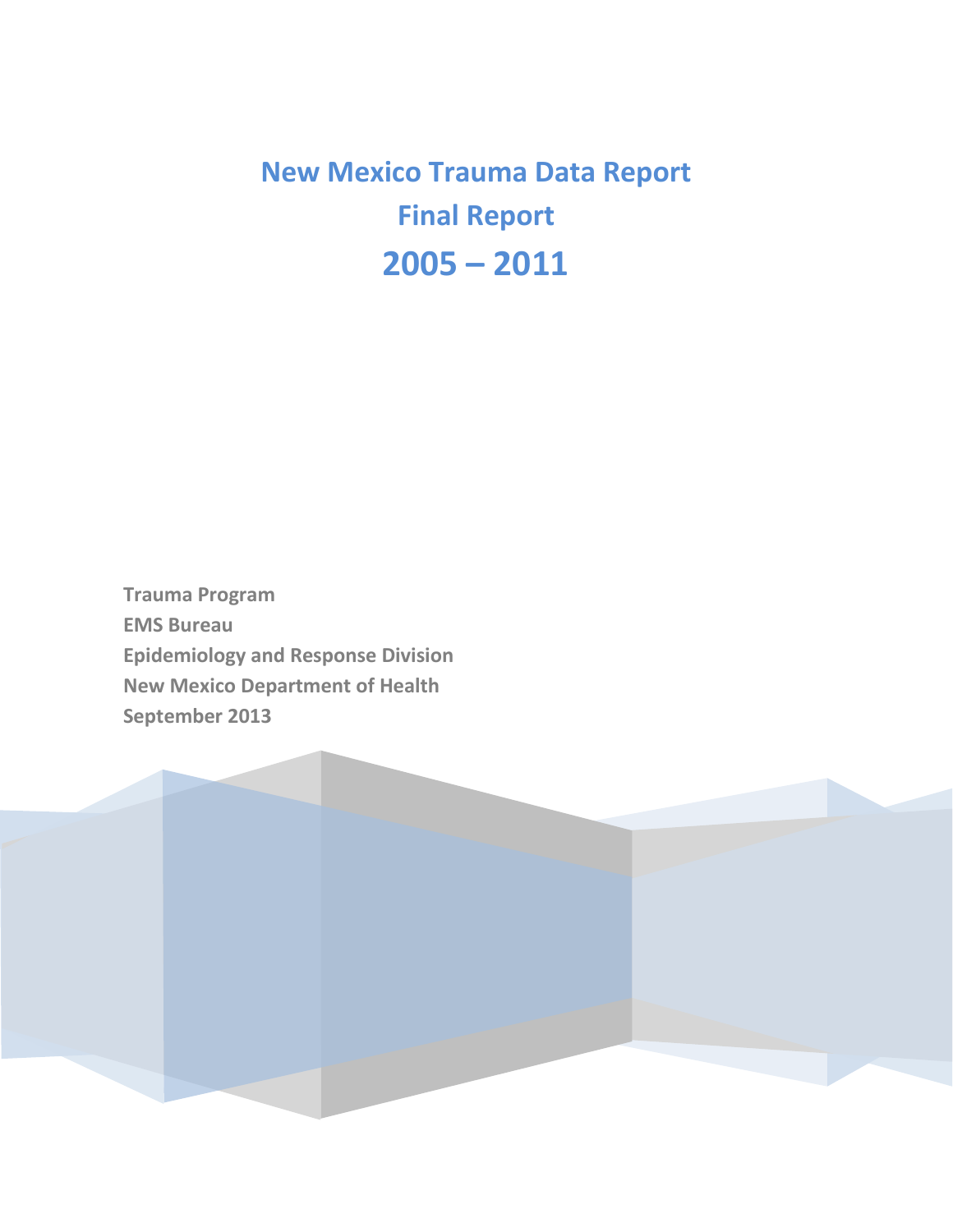# New Mexico Trauma Data Report
# Final Report
# 2005 – 2011

**Trauma Program**
**EMS Bureau**
**Epidemiology and Response Division**
**New Mexico Department of Health**
**September 2013**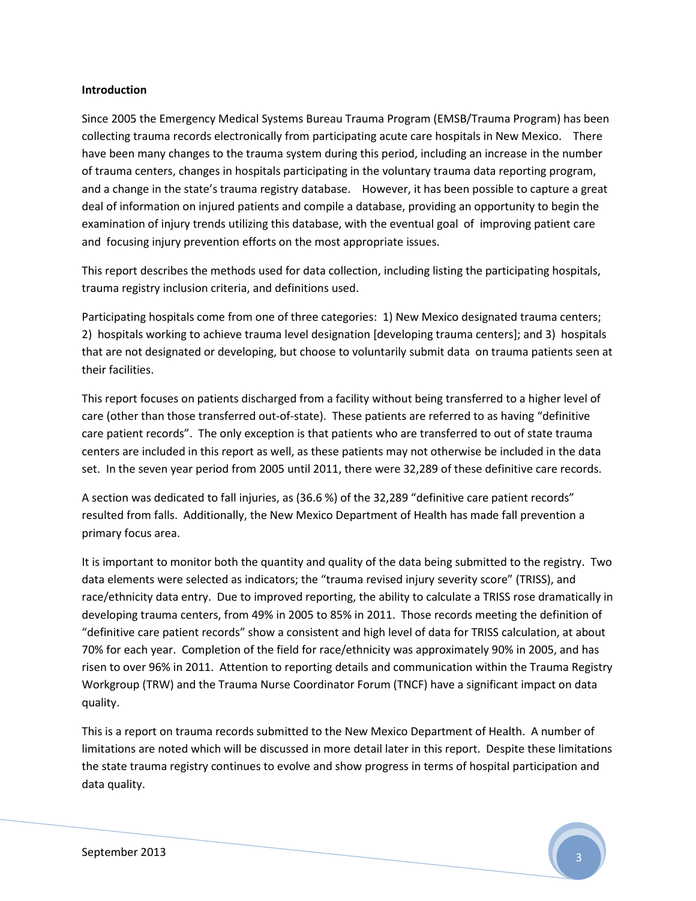**Introduction**

Since 2005 the Emergency Medical Systems Bureau Trauma Program (EMSB/Trauma Program) has been collecting trauma records electronically from participating acute care hospitals in New Mexico. There have been many changes to the trauma system during this period, including an increase in the number of trauma centers, changes in hospitals participating in the voluntary trauma data reporting program, and a change in the state's trauma registry database. However, it has been possible to capture a great deal of information on injured patients and compile a database, providing an opportunity to begin the examination of injury trends utilizing this database, with the eventual goal of improving patient care and focusing injury prevention efforts on the most appropriate issues.

This report describes the methods used for data collection, including listing the participating hospitals, trauma registry inclusion criteria, and definitions used.

Participating hospitals come from one of three categories: 1) New Mexico designated trauma centers; 2) hospitals working to achieve trauma level designation [developing trauma centers]; and 3) hospitals that are not designated or developing, but choose to voluntarily submit data on trauma patients seen at their facilities.

This report focuses on patients discharged from a facility without being transferred to a higher level of care (other than those transferred out-of-state). These patients are referred to as having "definitive care patient records". The only exception is that patients who are transferred to out of state trauma centers are included in this report as well, as these patients may not otherwise be included in the data set. In the seven year period from 2005 until 2011, there were 32,289 of these definitive care records.

A section was dedicated to fall injuries, as (36.6 %) of the 32,289 "definitive care patient records" resulted from falls. Additionally, the New Mexico Department of Health has made fall prevention a primary focus area.

It is important to monitor both the quantity and quality of the data being submitted to the registry. Two data elements were selected as indicators; the "trauma revised injury severity score" (TRISS), and race/ethnicity data entry. Due to improved reporting, the ability to calculate a TRISS rose dramatically in developing trauma centers, from 49% in 2005 to 85% in 2011. Those records meeting the definition of "definitive care patient records" show a consistent and high level of data for TRISS calculation, at about 70% for each year. Completion of the field for race/ethnicity was approximately 90% in 2005, and has risen to over 96% in 2011. Attention to reporting details and communication within the Trauma Registry Workgroup (TRW) and the Trauma Nurse Coordinator Forum (TNCF) have a significant impact on data quality.

This is a report on trauma records submitted to the New Mexico Department of Health. A number of limitations are noted which will be discussed in more detail later in this report. Despite these limitations the state trauma registry continues to evolve and show progress in terms of hospital participation and data quality.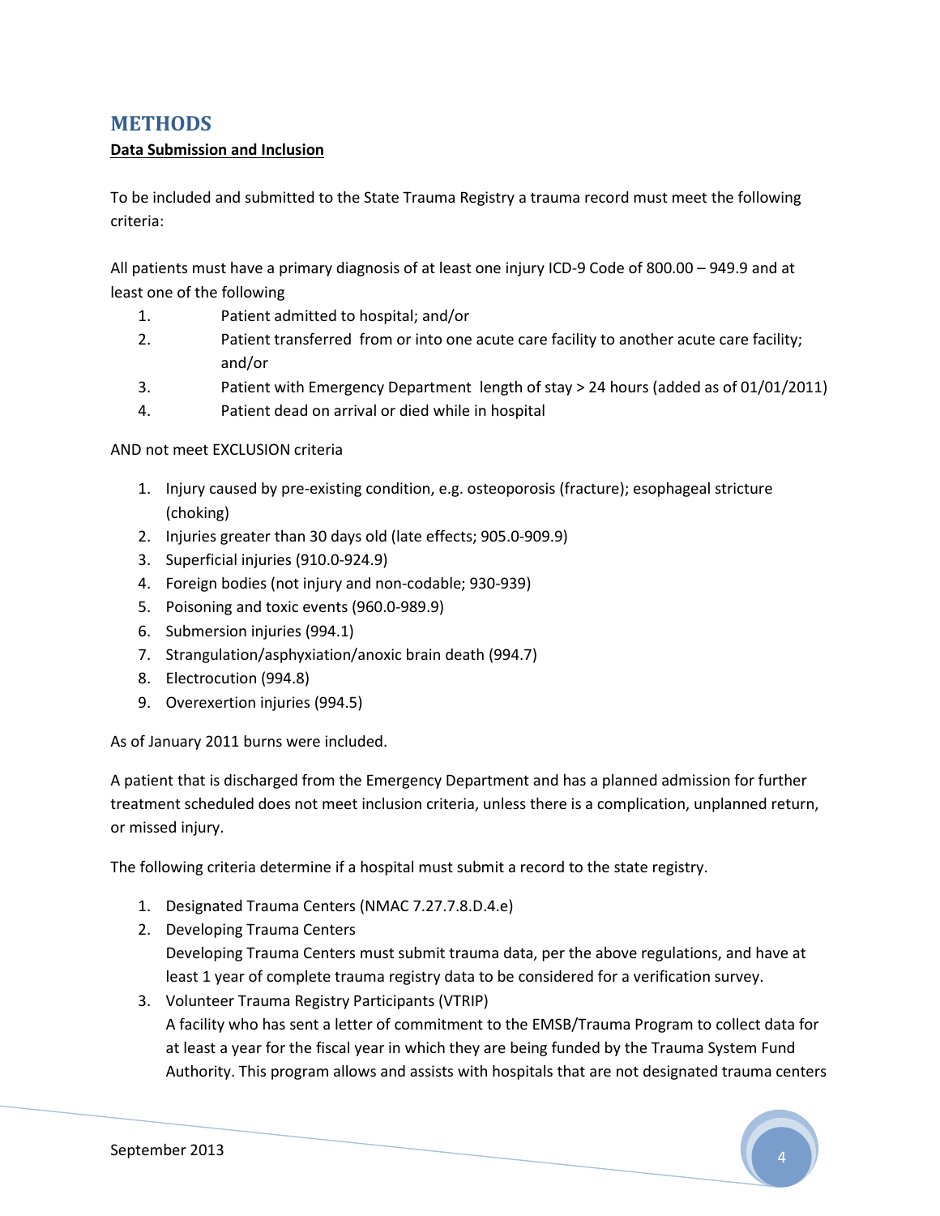# METHODS

**Data Submission and Inclusion**

To be included and submitted to the State Trauma Registry a trauma record must meet the following criteria:

All patients must have a primary diagnosis of at least one injury ICD-9 Code of 800.00 – 949.9 and at least one of the following

1. Patient admitted to hospital; and/or
2. Patient transferred from or into one acute care facility to another acute care facility; and/or
3. Patient with Emergency Department length of stay > 24 hours (added as of 01/01/2011)
4. Patient dead on arrival or died while in hospital

AND not meet EXCLUSION criteria

1. Injury caused by pre-existing condition, e.g. osteoporosis (fracture); esophageal stricture (choking)
2. Injuries greater than 30 days old (late effects; 905.0-909.9)
3. Superficial injuries (910.0-924.9)
4. Foreign bodies (not injury and non-codable; 930-939)
5. Poisoning and toxic events (960.0-989.9)
6. Submersion injuries (994.1)
7. Strangulation/asphyxiation/anoxic brain death (994.7)
8. Electrocution (994.8)
9. Overexertion injuries (994.5)

As of January 2011 burns were included.

A patient that is discharged from the Emergency Department and has a planned admission for further treatment scheduled does not meet inclusion criteria, unless there is a complication, unplanned return, or missed injury.

The following criteria determine if a hospital must submit a record to the state registry.

1. Designated Trauma Centers (NMAC 7.27.7.8.D.4.e)
2. Developing Trauma Centers
   Developing Trauma Centers must submit trauma data, per the above regulations, and have at least 1 year of complete trauma registry data to be considered for a verification survey.
3. Volunteer Trauma Registry Participants (VTRIP)
   A facility who has sent a letter of commitment to the EMSB/Trauma Program to collect data for at least a year for the fiscal year in which they are being funded by the Trauma System Fund Authority. This program allows and assists with hospitals that are not designated trauma centers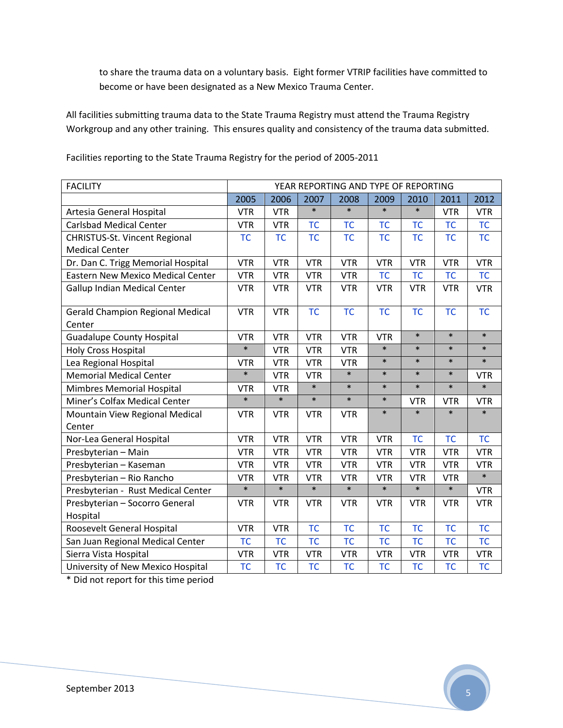to share the trauma data on a voluntary basis. Eight former VTRIP facilities have committed to become or have been designated as a New Mexico Trauma Center.

All facilities submitting trauma data to the State Trauma Registry must attend the Trauma Registry Workgroup and any other training. This ensures quality and consistency of the trauma data submitted.

Facilities reporting to the State Trauma Registry for the period of 2005-2011

| FACILITY | YEAR REPORTING AND TYPE OF REPORTING | | | | | | | |
|---|---|---|---|---|---|---|---|---|
| | 2005 | 2006 | 2007 | 2008 | 2009 | 2010 | 2011 | 2012 |
| Artesia General Hospital | VTR | VTR | * | * | * | * | VTR | VTR |
| Carlsbad Medical Center | VTR | VTR | TC | TC | TC | TC | TC | TC |
| CHRISTUS-St. Vincent Regional Medical Center | TC | TC | TC | TC | TC | TC | TC | TC |
| Dr. Dan C. Trigg Memorial Hospital | VTR | VTR | VTR | VTR | VTR | VTR | VTR | VTR |
| Eastern New Mexico Medical Center | VTR | VTR | VTR | VTR | TC | TC | TC | TC |
| Gallup Indian Medical Center | VTR | VTR | VTR | VTR | VTR | VTR | VTR | VTR |
| Gerald Champion Regional Medical Center | VTR | VTR | TC | TC | TC | TC | TC | TC |
| Guadalupe County Hospital | VTR | VTR | VTR | VTR | VTR | * | * | * |
| Holy Cross Hospital | * | VTR | VTR | VTR | * | * | * | * |
| Lea Regional Hospital | VTR | VTR | VTR | VTR | * | * | * | * |
| Memorial Medical Center | * | VTR | VTR | * | * | * | * | VTR |
| Mimbres Memorial Hospital | VTR | VTR | * | * | * | * | * | * |
| Miner's Colfax Medical Center | * | * | * | * | * | VTR | VTR | VTR |
| Mountain View Regional Medical Center | VTR | VTR | VTR | VTR | * | * | * | * |
| Nor-Lea General Hospital | VTR | VTR | VTR | VTR | VTR | TC | TC | TC |
| Presbyterian – Main | VTR | VTR | VTR | VTR | VTR | VTR | VTR | VTR |
| Presbyterian – Kaseman | VTR | VTR | VTR | VTR | VTR | VTR | VTR | VTR |
| Presbyterian – Rio Rancho | VTR | VTR | VTR | VTR | VTR | VTR | VTR | * |
| Presbyterian - Rust Medical Center | * | * | * | * | * | * | * | VTR |
| Presbyterian – Socorro General Hospital | VTR | VTR | VTR | VTR | VTR | VTR | VTR | VTR |
| Roosevelt General Hospital | VTR | VTR | TC | TC | TC | TC | TC | TC |
| San Juan Regional Medical Center | TC | TC | TC | TC | TC | TC | TC | TC |
| Sierra Vista Hospital | VTR | VTR | VTR | VTR | VTR | VTR | VTR | VTR |
| University of New Mexico Hospital | TC | TC | TC | TC | TC | TC | TC | TC |

* Did not report for this time period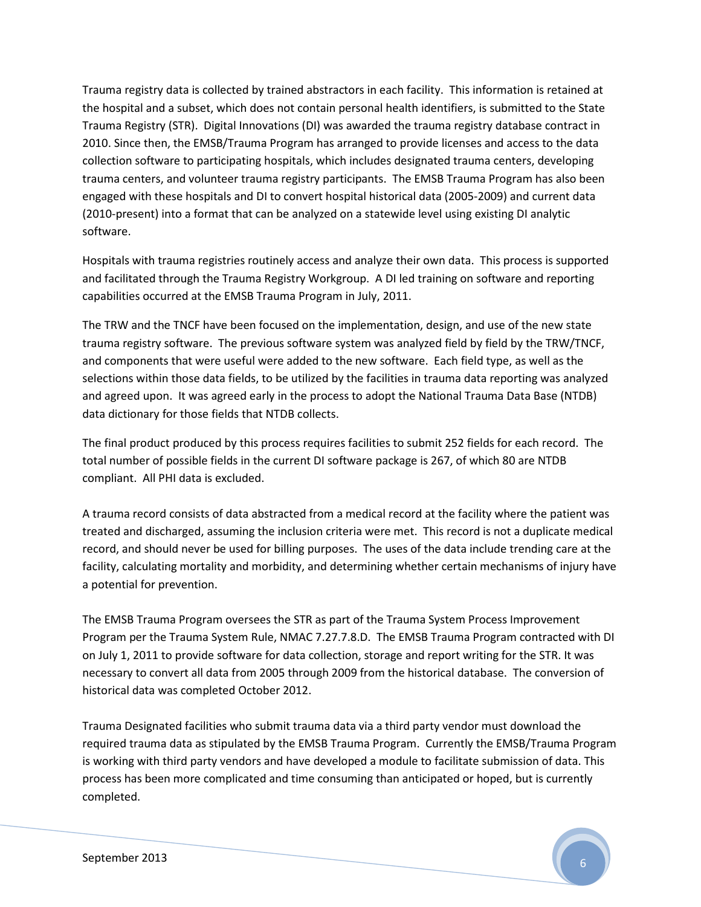Trauma registry data is collected by trained abstractors in each facility. This information is retained at the hospital and a subset, which does not contain personal health identifiers, is submitted to the State Trauma Registry (STR). Digital Innovations (DI) was awarded the trauma registry database contract in 2010. Since then, the EMSB/Trauma Program has arranged to provide licenses and access to the data collection software to participating hospitals, which includes designated trauma centers, developing trauma centers, and volunteer trauma registry participants. The EMSB Trauma Program has also been engaged with these hospitals and DI to convert hospital historical data (2005-2009) and current data (2010-present) into a format that can be analyzed on a statewide level using existing DI analytic software.

Hospitals with trauma registries routinely access and analyze their own data. This process is supported and facilitated through the Trauma Registry Workgroup. A DI led training on software and reporting capabilities occurred at the EMSB Trauma Program in July, 2011.

The TRW and the TNCF have been focused on the implementation, design, and use of the new state trauma registry software. The previous software system was analyzed field by field by the TRW/TNCF, and components that were useful were added to the new software. Each field type, as well as the selections within those data fields, to be utilized by the facilities in trauma data reporting was analyzed and agreed upon. It was agreed early in the process to adopt the National Trauma Data Base (NTDB) data dictionary for those fields that NTDB collects.

The final product produced by this process requires facilities to submit 252 fields for each record. The total number of possible fields in the current DI software package is 267, of which 80 are NTDB compliant. All PHI data is excluded.

A trauma record consists of data abstracted from a medical record at the facility where the patient was treated and discharged, assuming the inclusion criteria were met. This record is not a duplicate medical record, and should never be used for billing purposes. The uses of the data include trending care at the facility, calculating mortality and morbidity, and determining whether certain mechanisms of injury have a potential for prevention.

The EMSB Trauma Program oversees the STR as part of the Trauma System Process Improvement Program per the Trauma System Rule, NMAC 7.27.7.8.D. The EMSB Trauma Program contracted with DI on July 1, 2011 to provide software for data collection, storage and report writing for the STR. It was necessary to convert all data from 2005 through 2009 from the historical database. The conversion of historical data was completed October 2012.

Trauma Designated facilities who submit trauma data via a third party vendor must download the required trauma data as stipulated by the EMSB Trauma Program. Currently the EMSB/Trauma Program is working with third party vendors and have developed a module to facilitate submission of data. This process has been more complicated and time consuming than anticipated or hoped, but is currently completed.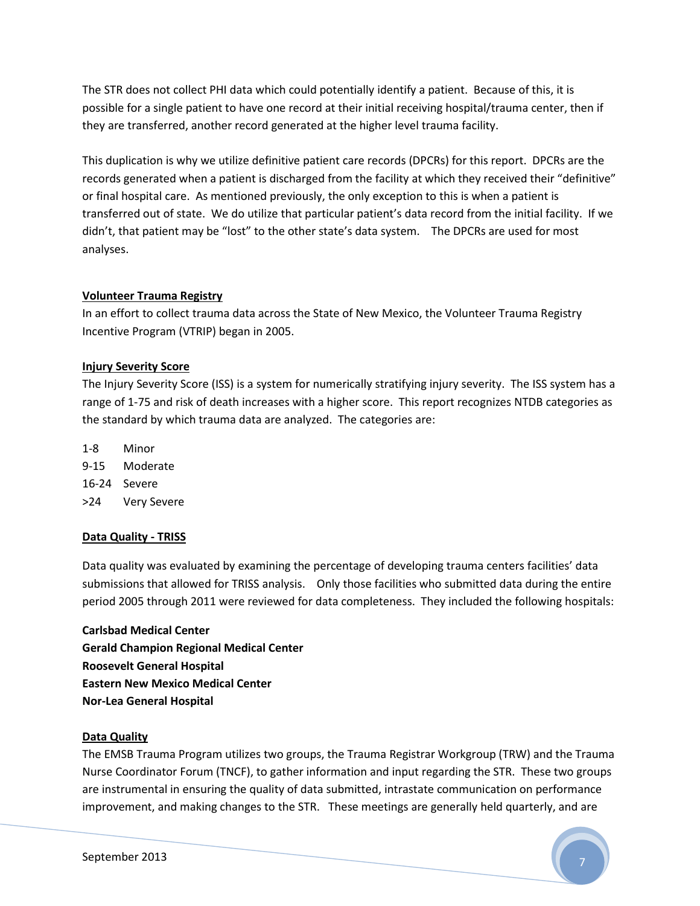The STR does not collect PHI data which could potentially identify a patient. Because of this, it is possible for a single patient to have one record at their initial receiving hospital/trauma center, then if they are transferred, another record generated at the higher level trauma facility.

This duplication is why we utilize definitive patient care records (DPCRs) for this report. DPCRs are the records generated when a patient is discharged from the facility at which they received their "definitive" or final hospital care. As mentioned previously, the only exception to this is when a patient is transferred out of state. We do utilize that particular patient's data record from the initial facility. If we didn't, that patient may be "lost" to the other state's data system. The DPCRs are used for most analyses.

## Volunteer Trauma Registry

In an effort to collect trauma data across the State of New Mexico, the Volunteer Trauma Registry Incentive Program (VTRIP) began in 2005.

## Injury Severity Score

The Injury Severity Score (ISS) is a system for numerically stratifying injury severity. The ISS system has a range of 1-75 and risk of death increases with a higher score. This report recognizes NTDB categories as the standard by which trauma data are analyzed. The categories are:

1-8 Minor
9-15 Moderate
16-24 Severe
>24 Very Severe

## Data Quality - TRISS

Data quality was evaluated by examining the percentage of developing trauma centers facilities' data submissions that allowed for TRISS analysis. Only those facilities who submitted data during the entire period 2005 through 2011 were reviewed for data completeness. They included the following hospitals:

**Carlsbad Medical Center**
**Gerald Champion Regional Medical Center**
**Roosevelt General Hospital**
**Eastern New Mexico Medical Center**
**Nor-Lea General Hospital**

## Data Quality

The EMSB Trauma Program utilizes two groups, the Trauma Registrar Workgroup (TRW) and the Trauma Nurse Coordinator Forum (TNCF), to gather information and input regarding the STR. These two groups are instrumental in ensuring the quality of data submitted, intrastate communication on performance improvement, and making changes to the STR. These meetings are generally held quarterly, and are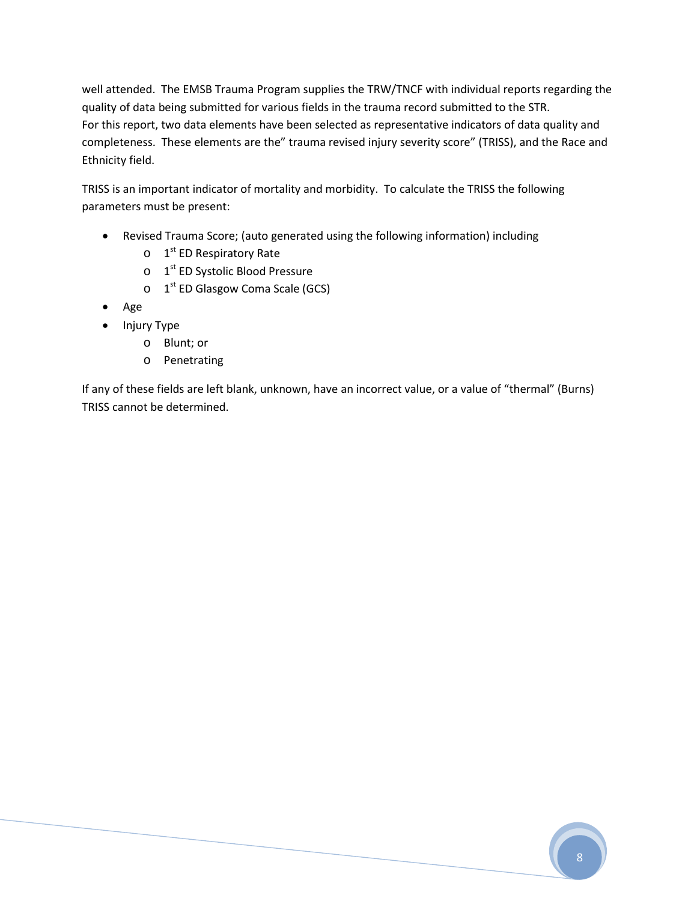well attended. The EMSB Trauma Program supplies the TRW/TNCF with individual reports regarding the quality of data being submitted for various fields in the trauma record submitted to the STR.
For this report, two data elements have been selected as representative indicators of data quality and completeness. These elements are the" trauma revised injury severity score" (TRISS), and the Race and Ethnicity field.

TRISS is an important indicator of mortality and morbidity. To calculate the TRISS the following parameters must be present:

- Revised Trauma Score; (auto generated using the following information) including
  - 1st ED Respiratory Rate
  - 1st ED Systolic Blood Pressure
  - 1st ED Glasgow Coma Scale (GCS)
- Age
- Injury Type
  - Blunt; or
  - Penetrating

If any of these fields are left blank, unknown, have an incorrect value, or a value of "thermal" (Burns) TRISS cannot be determined.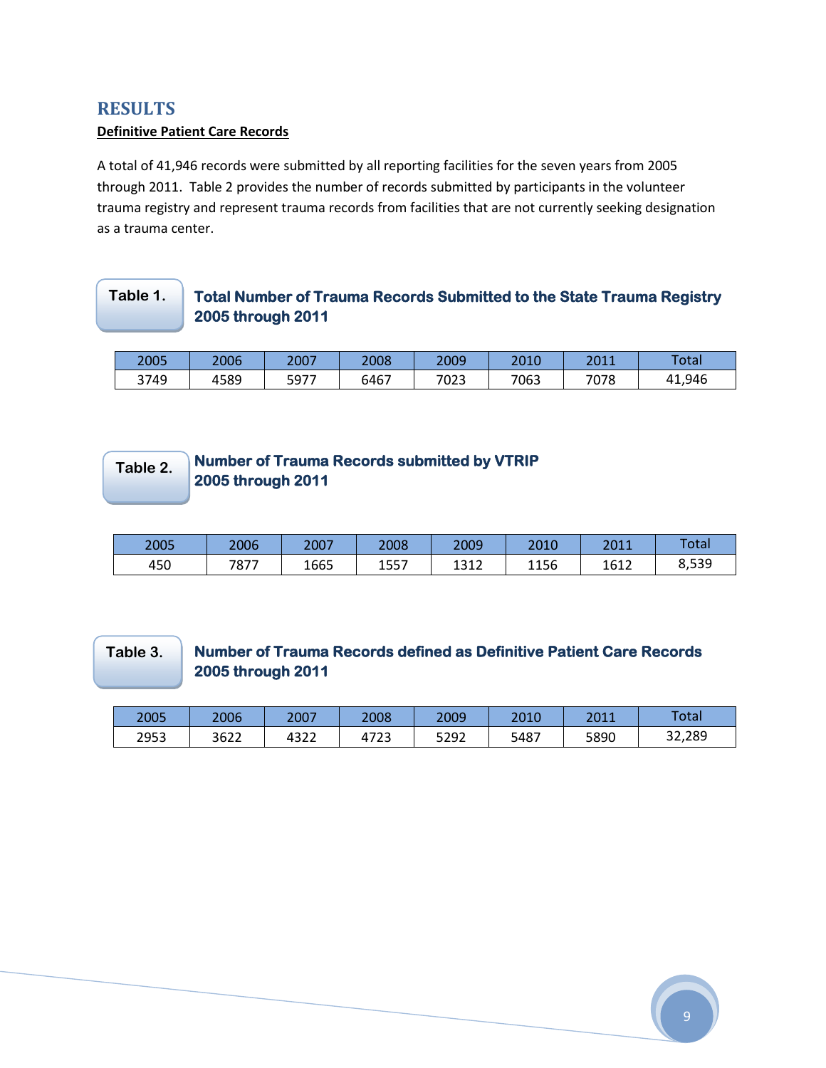# RESULTS

**Definitive Patient Care Records**

A total of 41,946 records were submitted by all reporting facilities for the seven years from 2005 through 2011. Table 2 provides the number of records submitted by participants in the volunteer trauma registry and represent trauma records from facilities that are not currently seeking designation as a trauma center.

**Table 1. Total Number of Trauma Records Submitted to the State Trauma Registry 2005 through 2011**

| 2005 | 2006 | 2007 | 2008 | 2009 | 2010 | 2011 | Total |
|---|---|---|---|---|---|---|---|
| 3749 | 4589 | 5977 | 6467 | 7023 | 7063 | 7078 | 41,946 |

**Table 2. Number of Trauma Records submitted by VTRIP 2005 through 2011**

| 2005 | 2006 | 2007 | 2008 | 2009 | 2010 | 2011 | Total |
|---|---|---|---|---|---|---|---|
| 450 | 7877 | 1665 | 1557 | 1312 | 1156 | 1612 | 8,539 |

**Table 3. Number of Trauma Records defined as Definitive Patient Care Records 2005 through 2011**

| 2005 | 2006 | 2007 | 2008 | 2009 | 2010 | 2011 | Total |
|---|---|---|---|---|---|---|---|
| 2953 | 3622 | 4322 | 4723 | 5292 | 5487 | 5890 | 32,289 |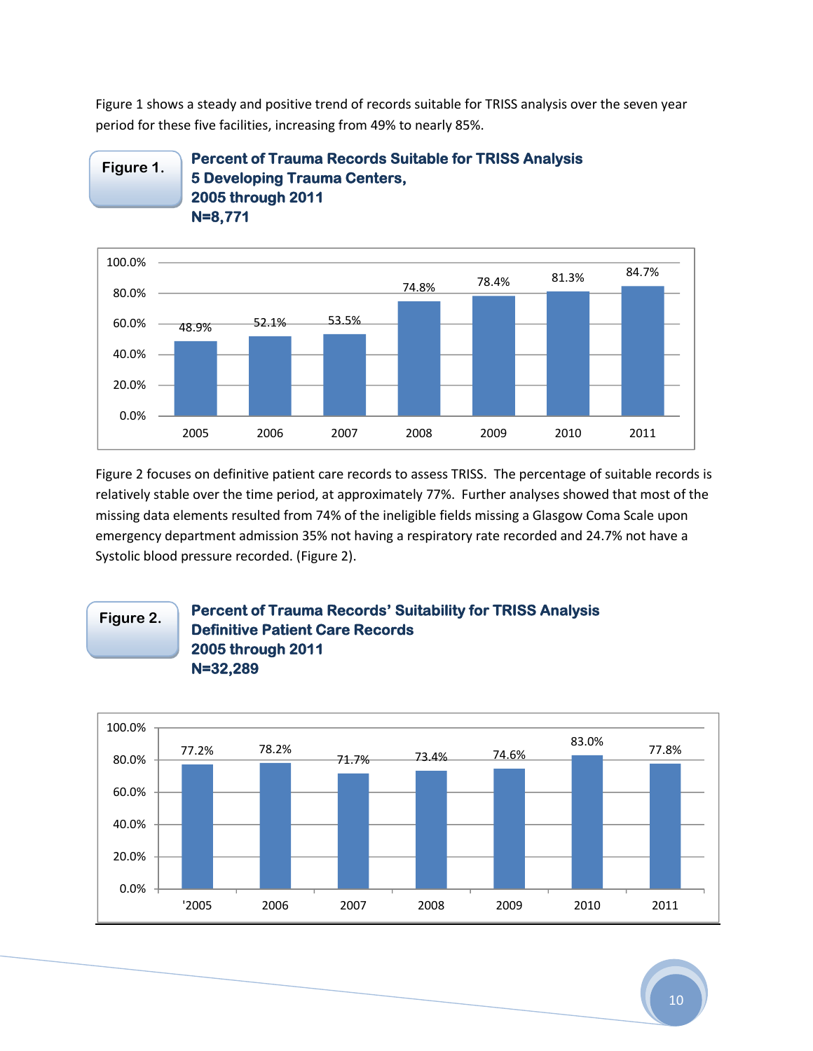Figure 1 shows a steady and positive trend of records suitable for TRISS analysis over the seven year period for these five facilities, increasing from 49% to nearly 85%.

**Figure 1.** **Percent of Trauma Records Suitable for TRISS Analysis 5 Developing Trauma Centers, 2005 through 2011 N=8,771**

| Year | Percent |
|---|---|
| 2005 | 48.9% |
| 2006 | 52.1% |
| 2007 | 53.5% |
| 2008 | 74.8% |
| 2009 | 78.4% |
| 2010 | 81.3% |
| 2011 | 84.7% |

Figure 2 focuses on definitive patient care records to assess TRISS. The percentage of suitable records is relatively stable over the time period, at approximately 77%. Further analyses showed that most of the missing data elements resulted from 74% of the ineligible fields missing a Glasgow Coma Scale upon emergency department admission 35% not having a respiratory rate recorded and 24.7% not have a Systolic blood pressure recorded. (Figure 2).

**Figure 2.** **Percent of Trauma Records' Suitability for TRISS Analysis Definitive Patient Care Records 2005 through 2011 N=32,289**

| Year | Percent |
|---|---|
| '2005 | 77.2% |
| 2006 | 78.2% |
| 2007 | 71.7% |
| 2008 | 73.4% |
| 2009 | 74.6% |
| 2010 | 83.0% |
| 2011 | 77.8% |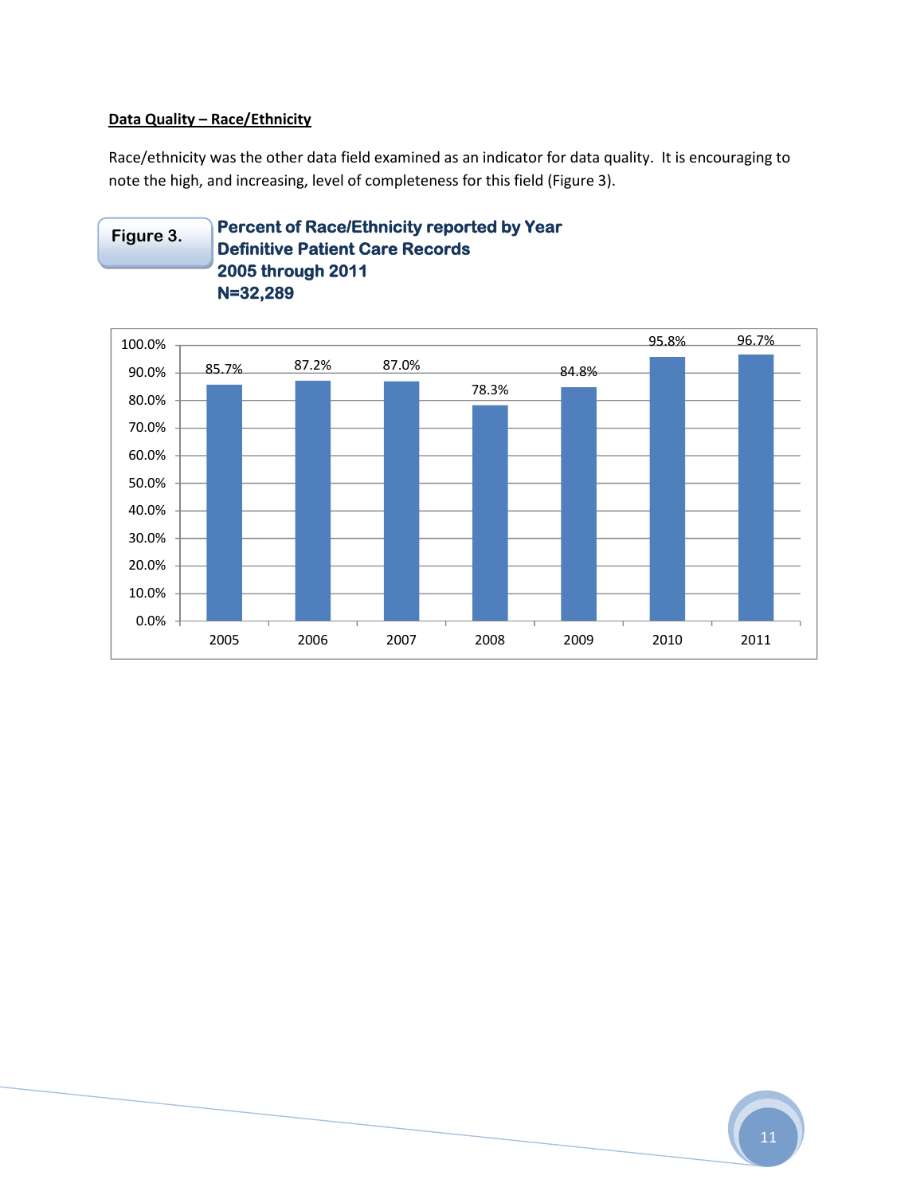**Data Quality – Race/Ethnicity**

Race/ethnicity was the other data field examined as an indicator for data quality. It is encouraging to note the high, and increasing, level of completeness for this field (Figure 3).

**Figure 3.** **Percent of Race/Ethnicity reported by Year**
**Definitive Patient Care Records**
**2005 through 2011**
**N=32,289**

| Year | Percent |
|---|---|
| 2005 | 85.7% |
| 2006 | 87.2% |
| 2007 | 87.0% |
| 2008 | 78.3% |
| 2009 | 84.8% |
| 2010 | 95.8% |
| 2011 | 96.7% |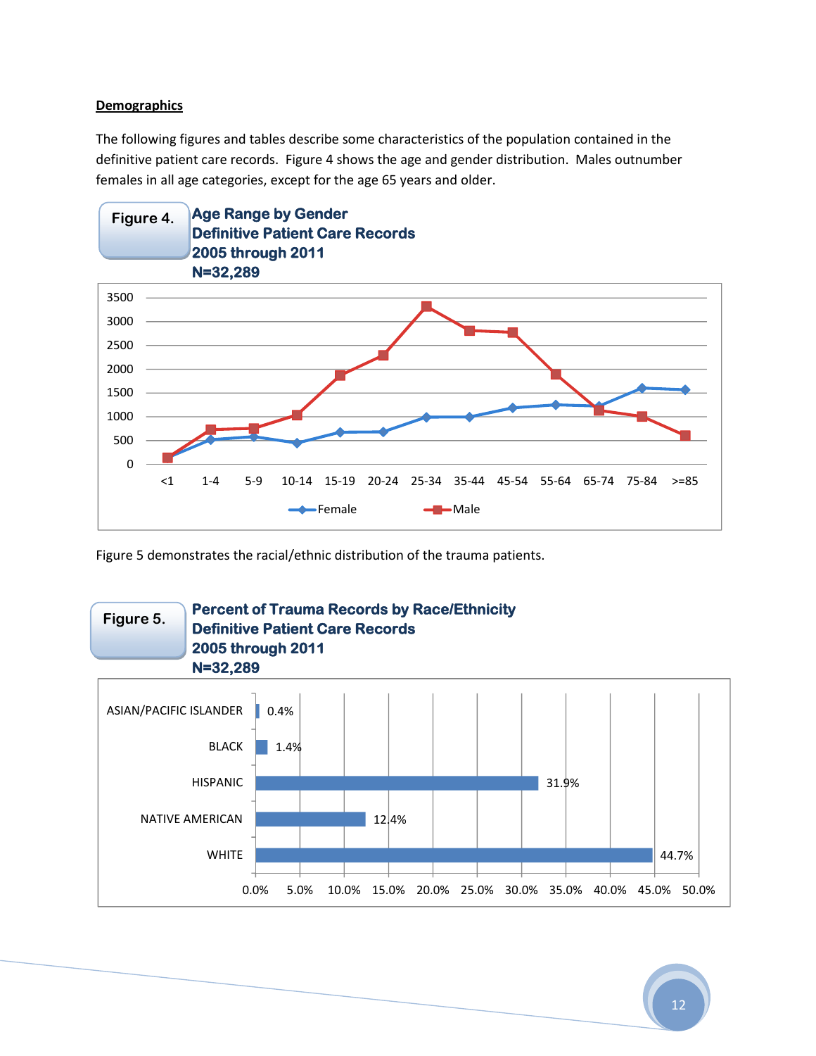**Demographics**

The following figures and tables describe some characteristics of the population contained in the definitive patient care records. Figure 4 shows the age and gender distribution. Males outnumber females in all age categories, except for the age 65 years and older.

**Figure 4.** **Age Range by Gender**
**Definitive Patient Care Records**
**2005 through 2011**
**N=32,289**

Figure 5 demonstrates the racial/ethnic distribution of the trauma patients.

**Figure 5.** **Percent of Trauma Records by Race/Ethnicity**
**Definitive Patient Care Records**
**2005 through 2011**
**N=32,289**

| Race/Ethnicity | Percent |
|---|---|
| ASIAN/PACIFIC ISLANDER | 0.4% |
| BLACK | 1.4% |
| HISPANIC | 31.9% |
| NATIVE AMERICAN | 12.4% |
| WHITE | 44.7% |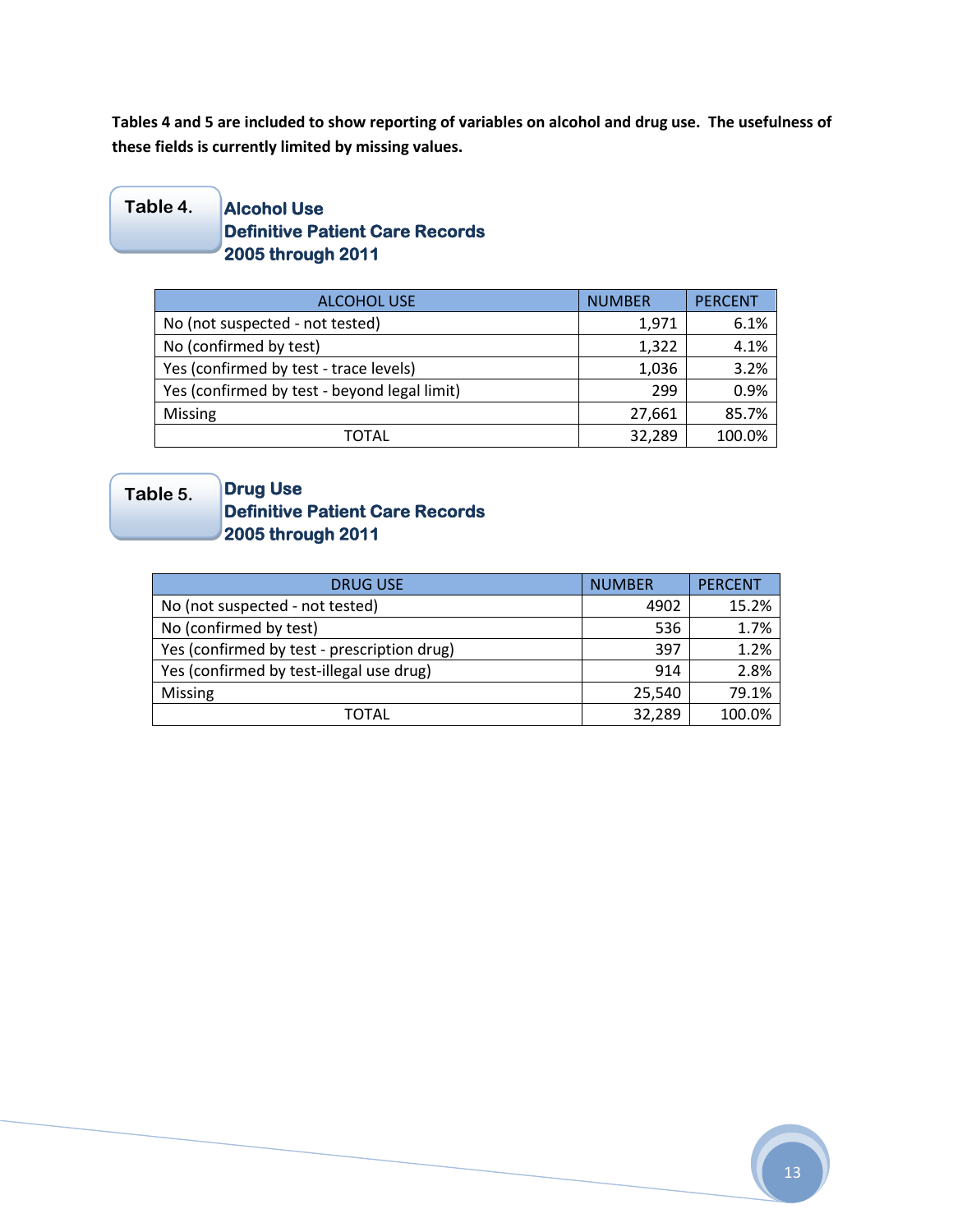**Tables 4 and 5 are included to show reporting of variables on alcohol and drug use. The usefulness of these fields is currently limited by missing values.**

**Table 4.** **Alcohol Use**
**Definitive Patient Care Records**
**2005 through 2011**

| ALCOHOL USE | NUMBER | PERCENT |
|---|---|---|
| No (not suspected - not tested) | 1,971 | 6.1% |
| No (confirmed by test) | 1,322 | 4.1% |
| Yes (confirmed by test - trace levels) | 1,036 | 3.2% |
| Yes (confirmed by test - beyond legal limit) | 299 | 0.9% |
| Missing | 27,661 | 85.7% |
| TOTAL | 32,289 | 100.0% |

**Table 5.** **Drug Use**
**Definitive Patient Care Records**
**2005 through 2011**

| DRUG USE | NUMBER | PERCENT |
|---|---|---|
| No (not suspected - not tested) | 4902 | 15.2% |
| No (confirmed by test) | 536 | 1.7% |
| Yes (confirmed by test - prescription drug) | 397 | 1.2% |
| Yes (confirmed by test-illegal use drug) | 914 | 2.8% |
| Missing | 25,540 | 79.1% |
| TOTAL | 32,289 | 100.0% |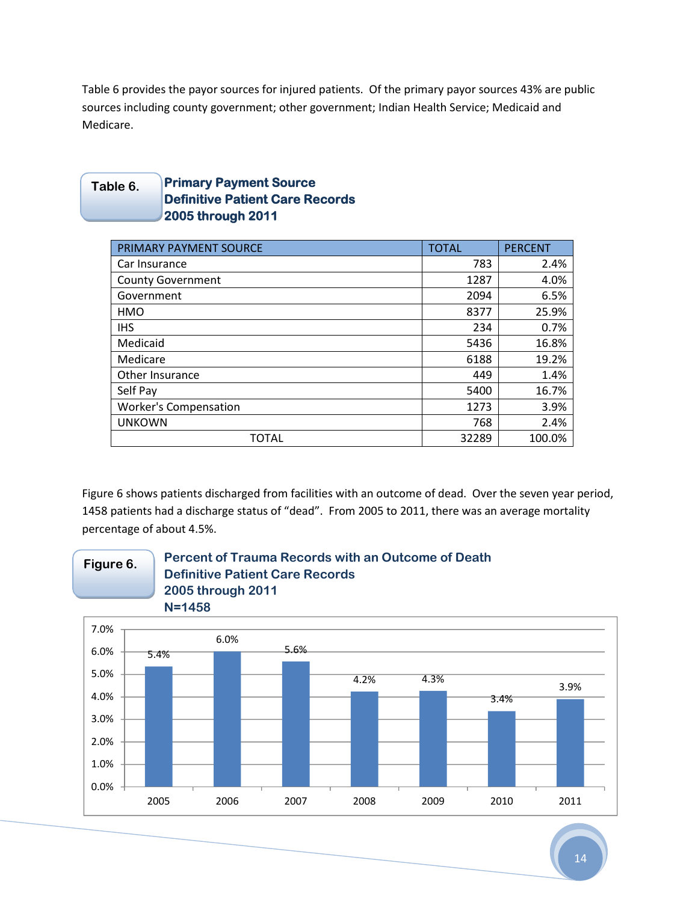Table 6 provides the payor sources for injured patients. Of the primary payor sources 43% are public sources including county government; other government; Indian Health Service; Medicaid and Medicare.

**Table 6.** **Primary Payment Source**
**Definitive Patient Care Records**
**2005 through 2011**

| PRIMARY PAYMENT SOURCE | TOTAL | PERCENT |
|---|---|---|
| Car Insurance | 783 | 2.4% |
| County Government | 1287 | 4.0% |
| Government | 2094 | 6.5% |
| HMO | 8377 | 25.9% |
| IHS | 234 | 0.7% |
| Medicaid | 5436 | 16.8% |
| Medicare | 6188 | 19.2% |
| Other Insurance | 449 | 1.4% |
| Self Pay | 5400 | 16.7% |
| Worker's Compensation | 1273 | 3.9% |
| UNKOWN | 768 | 2.4% |
| TOTAL | 32289 | 100.0% |

Figure 6 shows patients discharged from facilities with an outcome of dead. Over the seven year period, 1458 patients had a discharge status of "dead". From 2005 to 2011, there was an average mortality percentage of about 4.5%.

**Figure 6.** **Percent of Trauma Records with an Outcome of Death**
**Definitive Patient Care Records**
**2005 through 2011**
**N=1458**

| Year | Percent |
|---|---|
| 2005 | 5.4% |
| 2006 | 6.0% |
| 2007 | 5.6% |
| 2008 | 4.2% |
| 2009 | 4.3% |
| 2010 | 3.4% |
| 2011 | 3.9% |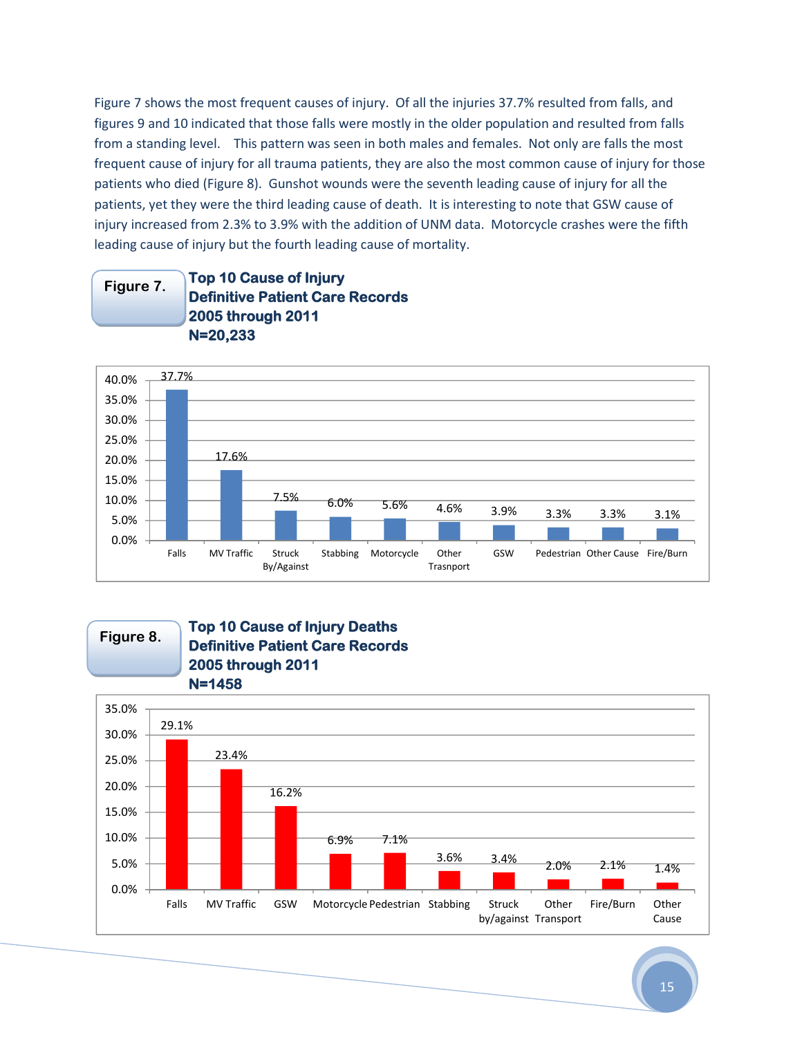Figure 7 shows the most frequent causes of injury. Of all the injuries 37.7% resulted from falls, and figures 9 and 10 indicated that those falls were mostly in the older population and resulted from falls from a standing level. This pattern was seen in both males and females. Not only are falls the most frequent cause of injury for all trauma patients, they are also the most common cause of injury for those patients who died (Figure 8). Gunshot wounds were the seventh leading cause of injury for all the patients, yet they were the third leading cause of death. It is interesting to note that GSW cause of injury increased from 2.3% to 3.9% with the addition of UNM data. Motorcycle crashes were the fifth leading cause of injury but the fourth leading cause of mortality.

**Figure 7.** **Top 10 Cause of Injury Definitive Patient Care Records 2005 through 2011 N=20,233**

| Cause | Percent |
|---|---|
| Falls | 37.7% |
| MV Traffic | 17.6% |
| Struck By/Against | 7.5% |
| Stabbing | 6.0% |
| Motorcycle | 5.6% |
| Other Trasnport | 4.6% |
| GSW | 3.9% |
| Pedestrian | 3.3% |
| Other Cause | 3.3% |
| Fire/Burn | 3.1% |

**Figure 8.** **Top 10 Cause of Injury Deaths Definitive Patient Care Records 2005 through 2011 N=1458**

| Cause | Percent |
|---|---|
| Falls | 29.1% |
| MV Traffic | 23.4% |
| GSW | 16.2% |
| Motorcycle | 6.9% |
| Pedestrian | 7.1% |
| Stabbing | 3.6% |
| Struck by/against | 3.4% |
| Other Transport | 2.0% |
| Fire/Burn | 2.1% |
| Other Cause | 1.4% |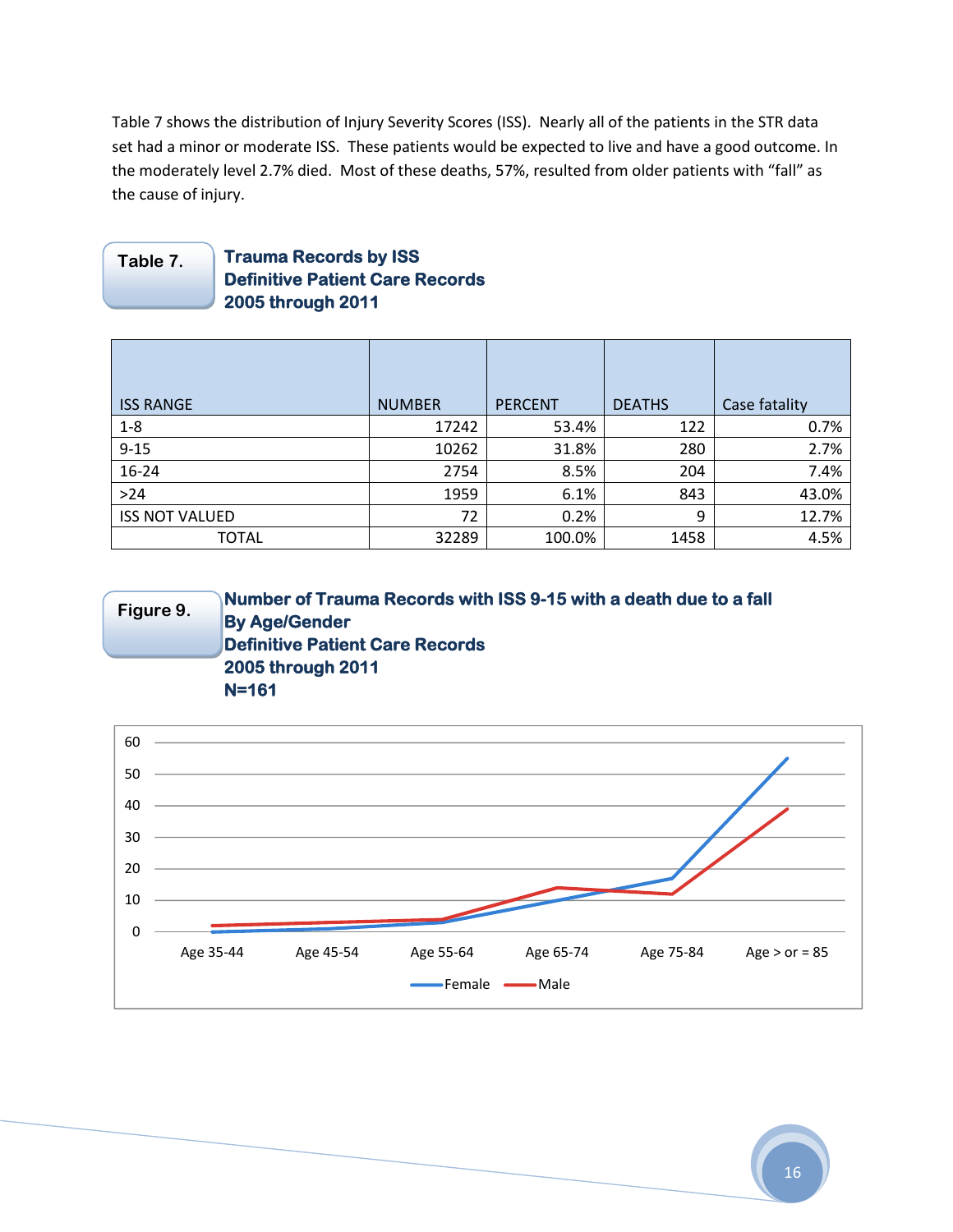Table 7 shows the distribution of Injury Severity Scores (ISS). Nearly all of the patients in the STR data set had a minor or moderate ISS. These patients would be expected to live and have a good outcome. In the moderately level 2.7% died. Most of these deaths, 57%, resulted from older patients with "fall" as the cause of injury.

**Table 7.** **Trauma Records by ISS**
**Definitive Patient Care Records**
**2005 through 2011**

| ISS RANGE | NUMBER | PERCENT | DEATHS | Case fatality |
|---|---|---|---|---|
| 1-8 | 17242 | 53.4% | 122 | 0.7% |
| 9-15 | 10262 | 31.8% | 280 | 2.7% |
| 16-24 | 2754 | 8.5% | 204 | 7.4% |
| >24 | 1959 | 6.1% | 843 | 43.0% |
| ISS NOT VALUED | 72 | 0.2% | 9 | 12.7% |
| TOTAL | 32289 | 100.0% | 1458 | 4.5% |

**Figure 9.** **Number of Trauma Records with ISS 9-15 with a death due to a fall**
**By Age/Gender**
**Definitive Patient Care Records**
**2005 through 2011**
**N=161**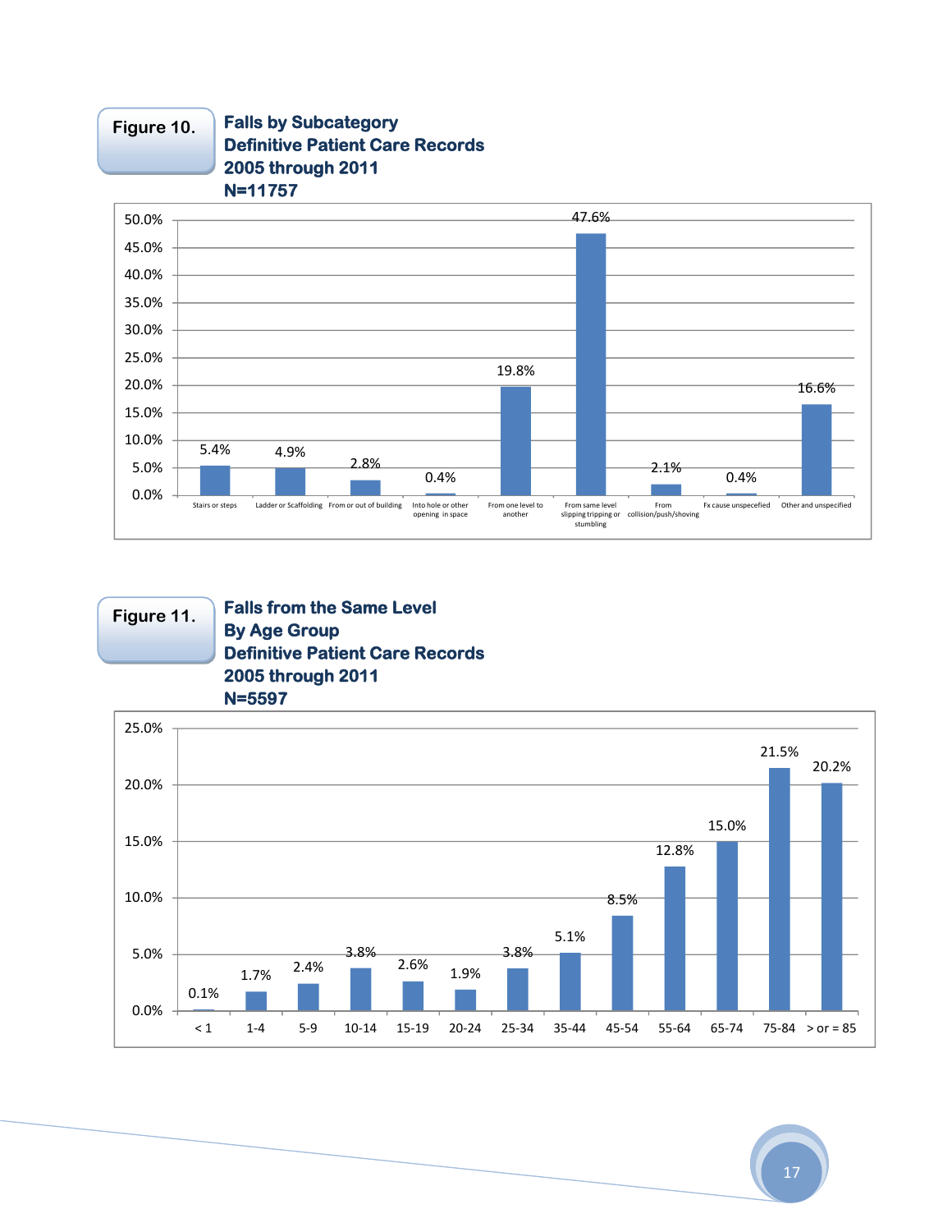**Figure 10.**

**Falls by Subcategory**
**Definitive Patient Care Records**
**2005 through 2011**
**N=11757**

| Subcategory | Percent |
|---|---|
| Stairs or steps | 5.4% |
| Ladder or Scaffolding | 4.9% |
| From or out of building | 2.8% |
| Into hole or other opening in space | 0.4% |
| From one level to another | 19.8% |
| From same level slipping tripping or stumbling | 47.6% |
| From collision/push/shoving | 2.1% |
| Fx cause unspecefied | 0.4% |
| Other and unspecified | 16.6% |

**Figure 11.**

**Falls from the Same Level**
**By Age Group**
**Definitive Patient Care Records**
**2005 through 2011**
**N=5597**

| Age Group | Percent |
|---|---|
| < 1 | 0.1% |
| 1-4 | 1.7% |
| 5-9 | 2.4% |
| 10-14 | 3.8% |
| 15-19 | 2.6% |
| 20-24 | 1.9% |
| 25-34 | 3.8% |
| 35-44 | 5.1% |
| 45-54 | 8.5% |
| 55-64 | 12.8% |
| 65-74 | 15.0% |
| 75-84 | 21.5% |
| > or = 85 | 20.2% |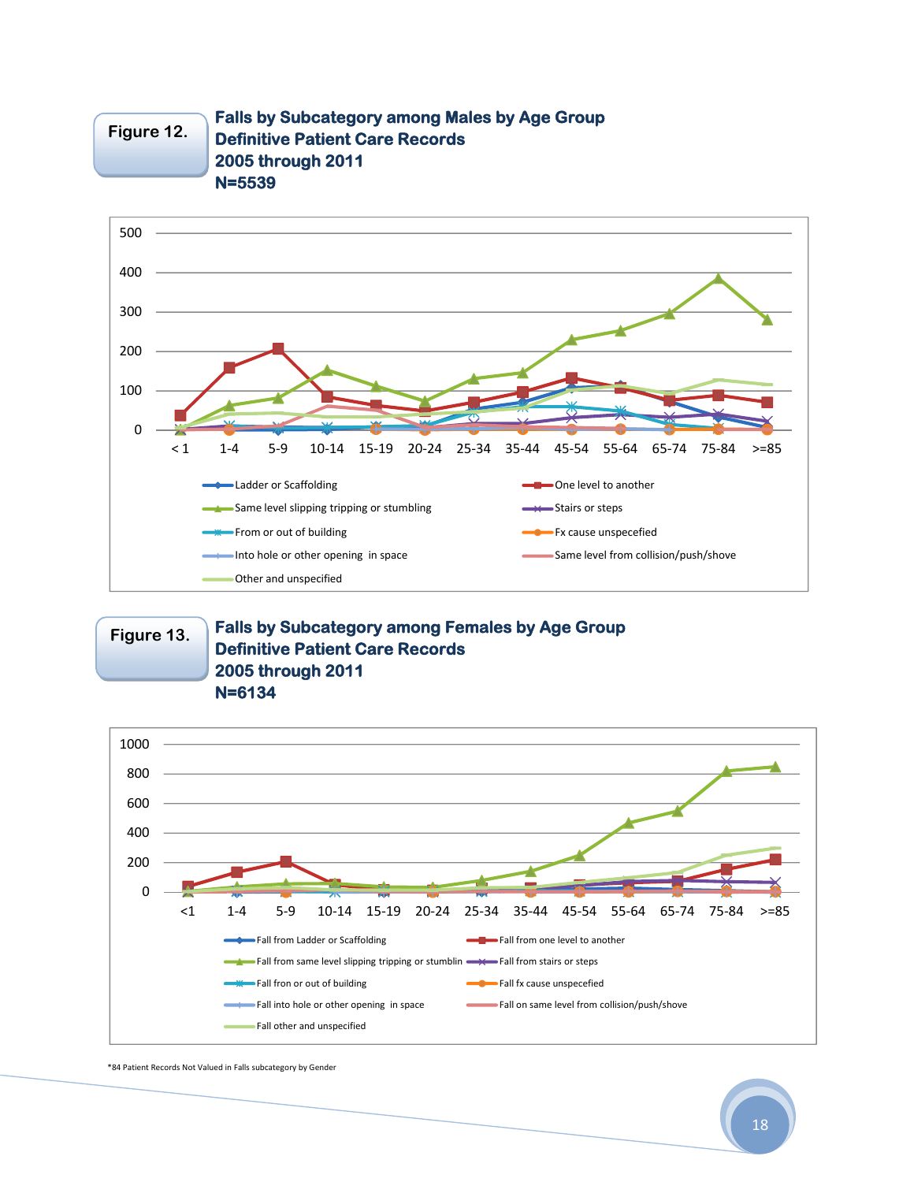**Figure 12.**

**Falls by Subcategory among Males by Age Group**
**Definitive Patient Care Records**
**2005 through 2011**
**N=5539**

**Figure 13.**

**Falls by Subcategory among Females by Age Group**
**Definitive Patient Care Records**
**2005 through 2011**
**N=6134**

*84 Patient Records Not Valued in Falls subcategory by Gender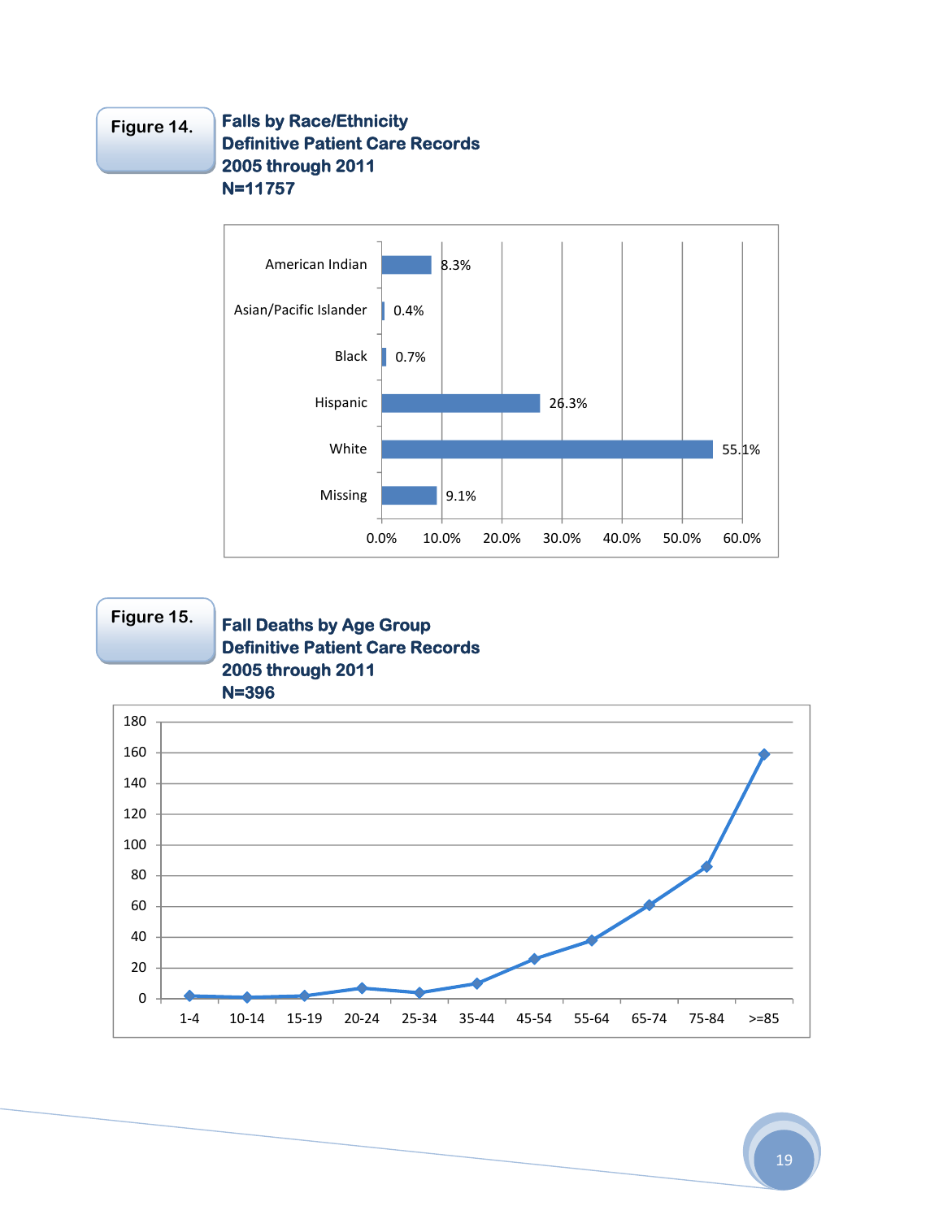**Figure 14.**

**Falls by Race/Ethnicity**
**Definitive Patient Care Records**
**2005 through 2011**
**N=11757**

| Race/Ethnicity | Percent |
|---|---|
| American Indian | 8.3% |
| Asian/Pacific Islander | 0.4% |
| Black | 0.7% |
| Hispanic | 26.3% |
| White | 55.1% |
| Missing | 9.1% |

**Figure 15.**

**Fall Deaths by Age Group**
**Definitive Patient Care Records**
**2005 through 2011**
**N=396**

Age groups shown: 1-4, 10-14, 15-19, 20-24, 25-34, 35-44, 45-54, 55-64, 65-74, 75-84, >=85 (y-axis 0–180)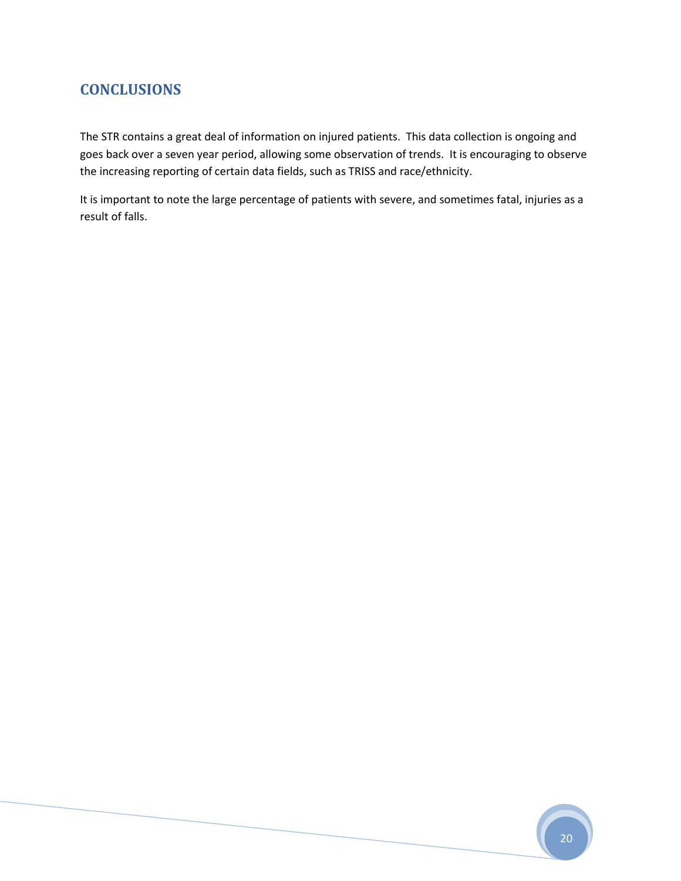## CONCLUSIONS

The STR contains a great deal of information on injured patients. This data collection is ongoing and goes back over a seven year period, allowing some observation of trends. It is encouraging to observe the increasing reporting of certain data fields, such as TRISS and race/ethnicity.

It is important to note the large percentage of patients with severe, and sometimes fatal, injuries as a result of falls.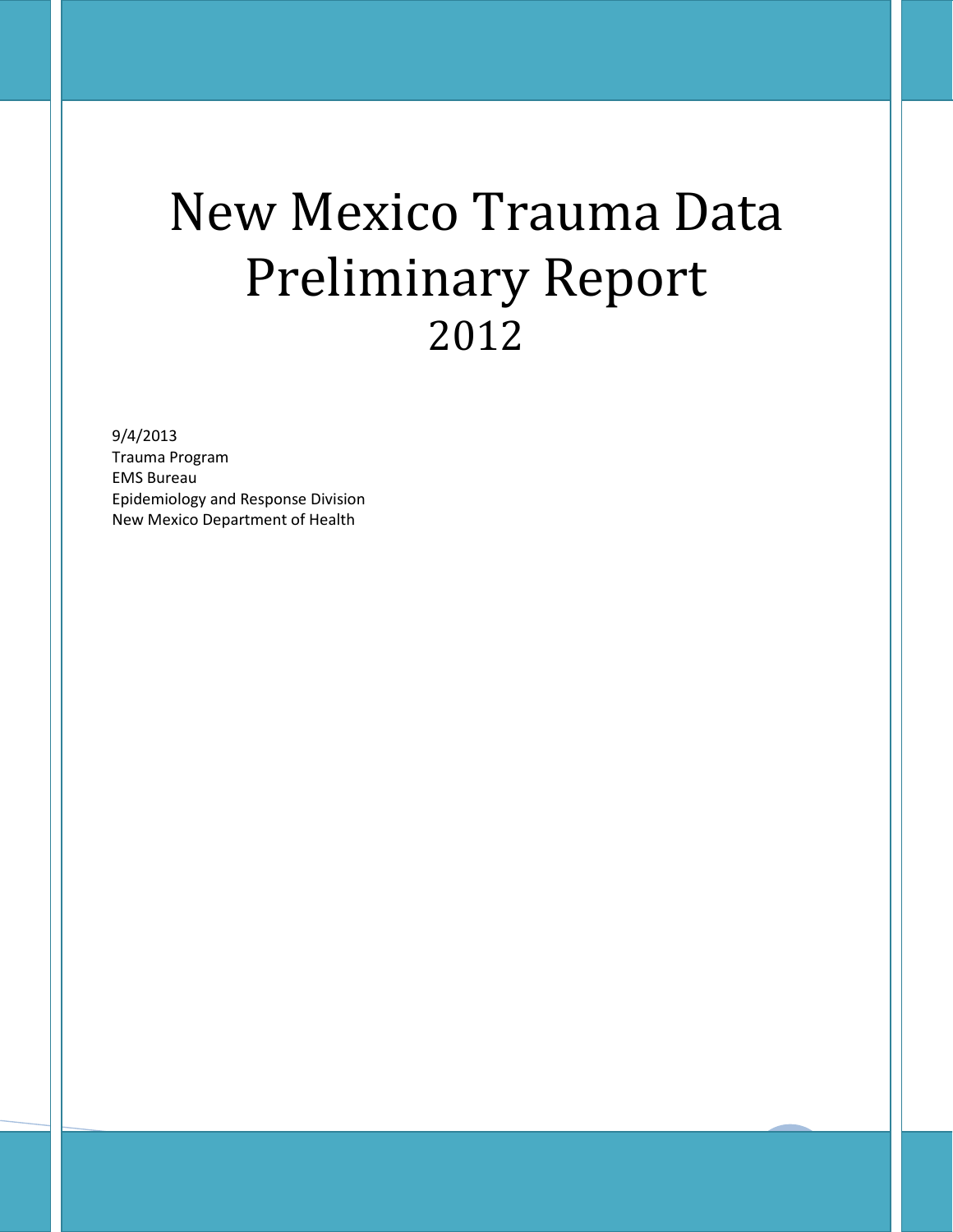# New Mexico Trauma Data Preliminary Report 2012

9/4/2013
Trauma Program
EMS Bureau
Epidemiology and Response Division
New Mexico Department of Health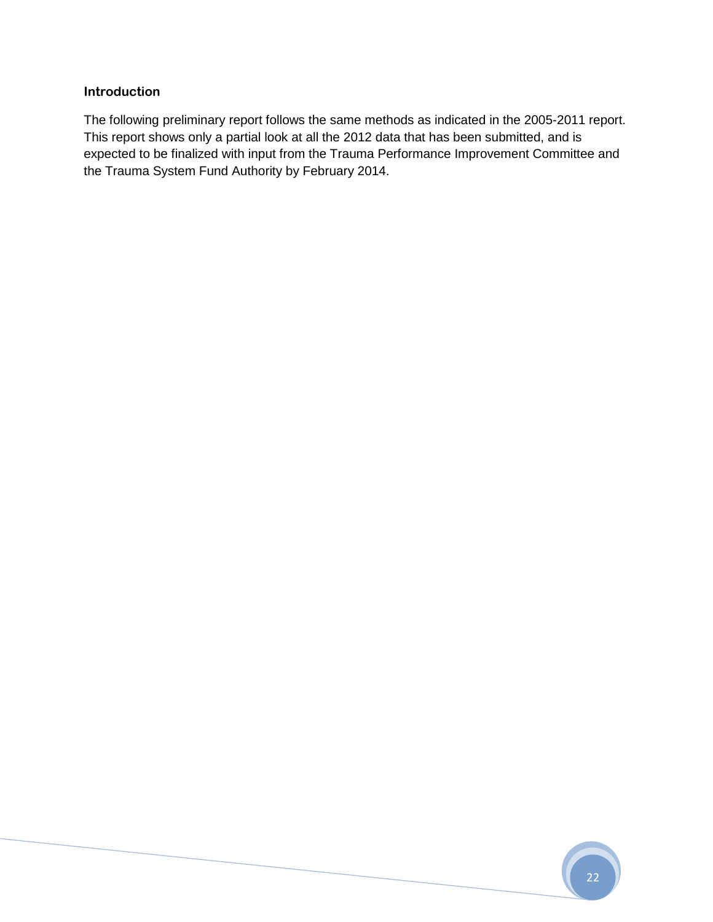### Introduction

The following preliminary report follows the same methods as indicated in the 2005-2011 report. This report shows only a partial look at all the 2012 data that has been submitted, and is expected to be finalized with input from the Trauma Performance Improvement Committee and the Trauma System Fund Authority by February 2014.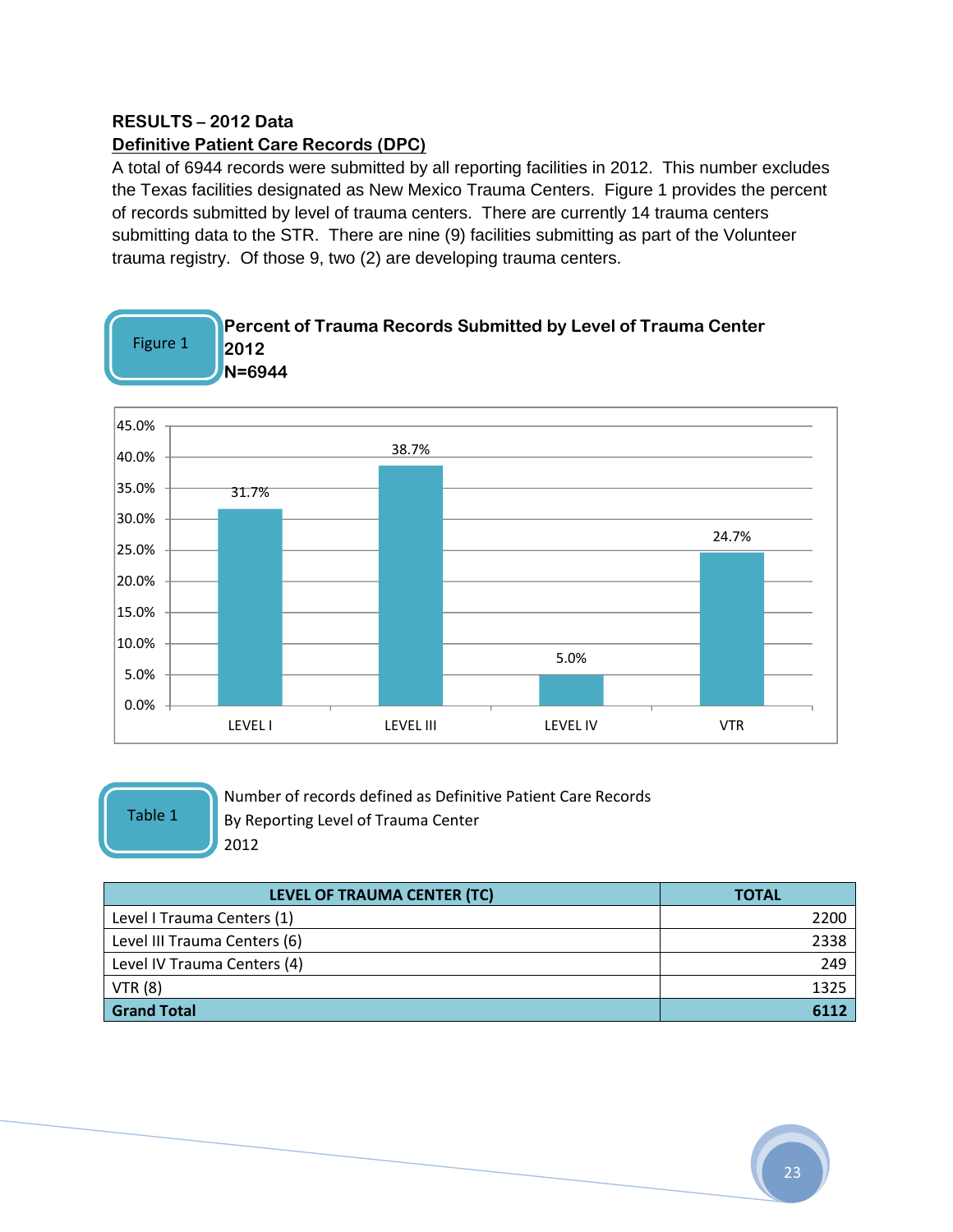**RESULTS – 2012 Data**

**Definitive Patient Care Records (DPC)**

A total of 6944 records were submitted by all reporting facilities in 2012. This number excludes the Texas facilities designated as New Mexico Trauma Centers. Figure 1 provides the percent of records submitted by level of trauma centers. There are currently 14 trauma centers submitting data to the STR. There are nine (9) facilities submitting as part of the Volunteer trauma registry. Of those 9, two (2) are developing trauma centers.

Figure 1

**Percent of Trauma Records Submitted by Level of Trauma Center 2012 N=6944**

| Level | Percent |
|---|---|
| LEVEL I | 31.7% |
| LEVEL III | 38.7% |
| LEVEL IV | 5.0% |
| VTR | 24.7% |

Table 1

Number of records defined as Definitive Patient Care Records
By Reporting Level of Trauma Center
2012

| LEVEL OF TRAUMA CENTER (TC) | TOTAL |
|---|---|
| Level I Trauma Centers (1) | 2200 |
| Level III Trauma Centers (6) | 2338 |
| Level IV Trauma Centers (4) | 249 |
| VTR (8) | 1325 |
| **Grand Total** | **6112** |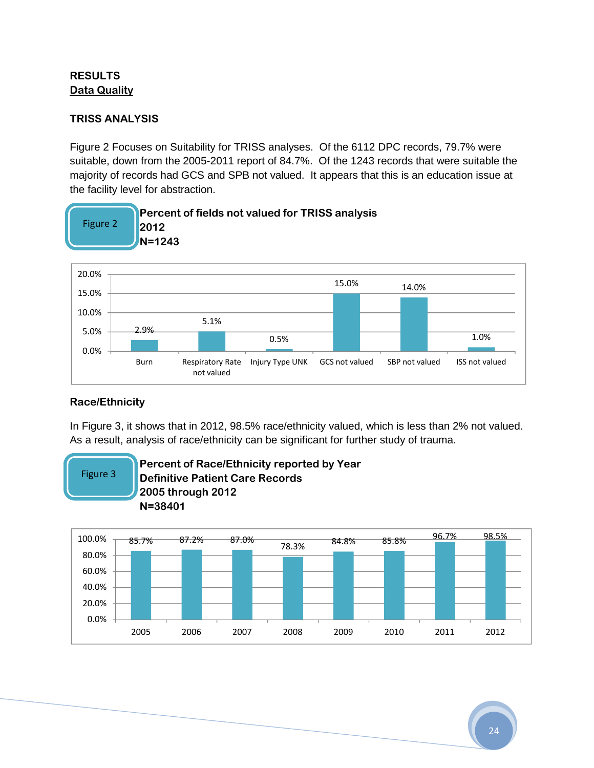**RESULTS**
**Data Quality**

**TRISS ANALYSIS**

Figure 2 Focuses on Suitability for TRISS analyses. Of the 6112 DPC records, 79.7% were suitable, down from the 2005-2011 report of 84.7%. Of the 1243 records that were suitable the majority of records had GCS and SPB not valued. It appears that this is an education issue at the facility level for abstraction.

Figure 2

**Percent of fields not valued for TRISS analysis**
**2012**
**N=1243**

| Field | Percent |
|---|---|
| Burn | 2.9% |
| Respiratory Rate not valued | 5.1% |
| Injury Type UNK | 0.5% |
| GCS not valued | 15.0% |
| SBP not valued | 14.0% |
| ISS not valued | 1.0% |

**Race/Ethnicity**

In Figure 3, it shows that in 2012, 98.5% race/ethnicity valued, which is less than 2% not valued. As a result, analysis of race/ethnicity can be significant for further study of trauma.

Figure 3

**Percent of Race/Ethnicity reported by Year**
**Definitive Patient Care Records**
**2005 through 2012**
**N=38401**

| Year | Percent |
|---|---|
| 2005 | 85.7% |
| 2006 | 87.2% |
| 2007 | 87.0% |
| 2008 | 78.3% |
| 2009 | 84.8% |
| 2010 | 85.8% |
| 2011 | 96.7% |
| 2012 | 98.5% |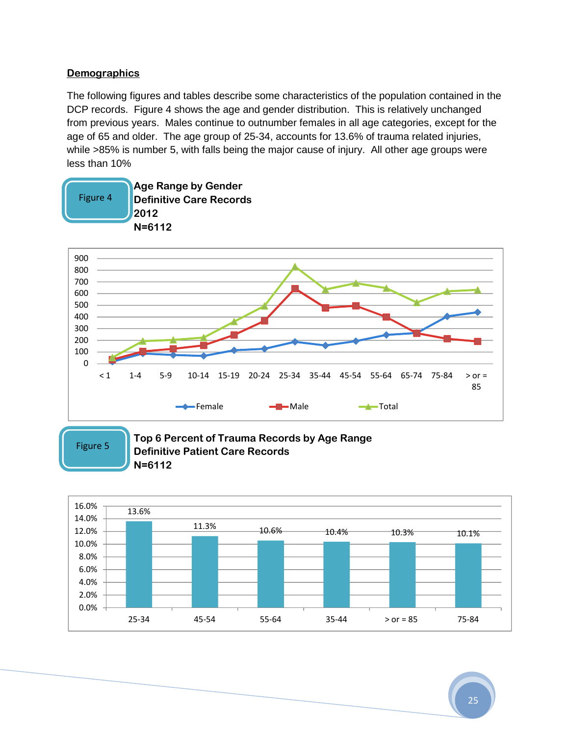## Demographics

The following figures and tables describe some characteristics of the population contained in the DCP records. Figure 4 shows the age and gender distribution. This is relatively unchanged from previous years. Males continue to outnumber females in all age categories, except for the age of 65 and older. The age group of 25-34, accounts for 13.6% of trauma related injuries, while >85% is number 5, with falls being the major cause of injury. All other age groups were less than 10%

Figure 4

**Age Range by Gender**
**Definitive Care Records**
**2012**
**N=6112**

Figure 5

**Top 6 Percent of Trauma Records by Age Range**
**Definitive Patient Care Records**
**N=6112**

| Age Range | Percent |
|---|---|
| 25-34 | 13.6% |
| 45-54 | 11.3% |
| 55-64 | 10.6% |
| 35-44 | 10.4% |
| > or = 85 | 10.3% |
| 75-84 | 10.1% |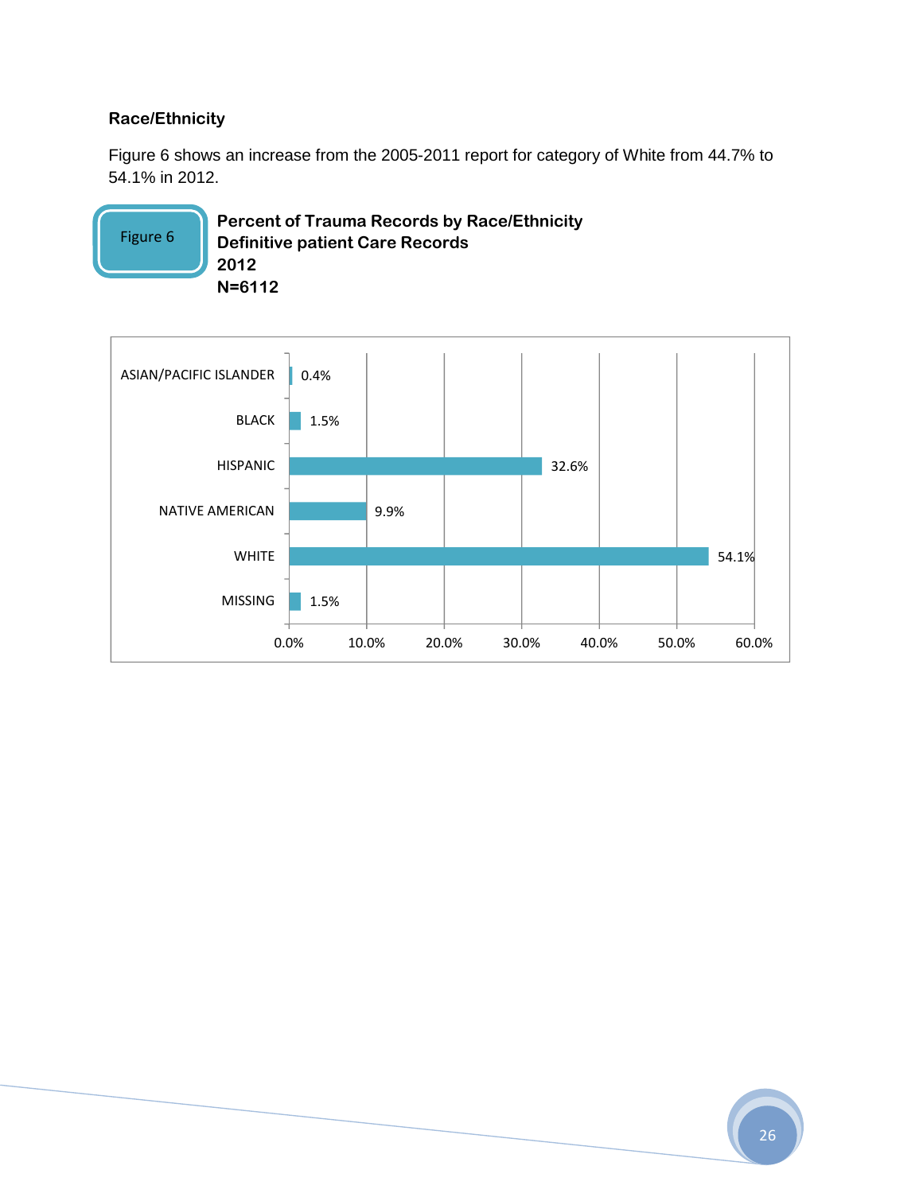### Race/Ethnicity

Figure 6 shows an increase from the 2005-2011 report for category of White from 44.7% to 54.1% in 2012.

Figure 6

**Percent of Trauma Records by Race/Ethnicity**
**Definitive patient Care Records**
**2012**
**N=6112**

| Race/Ethnicity | Percent |
|---|---|
| ASIAN/PACIFIC ISLANDER | 0.4% |
| BLACK | 1.5% |
| HISPANIC | 32.6% |
| NATIVE AMERICAN | 9.9% |
| WHITE | 54.1% |
| MISSING | 1.5% |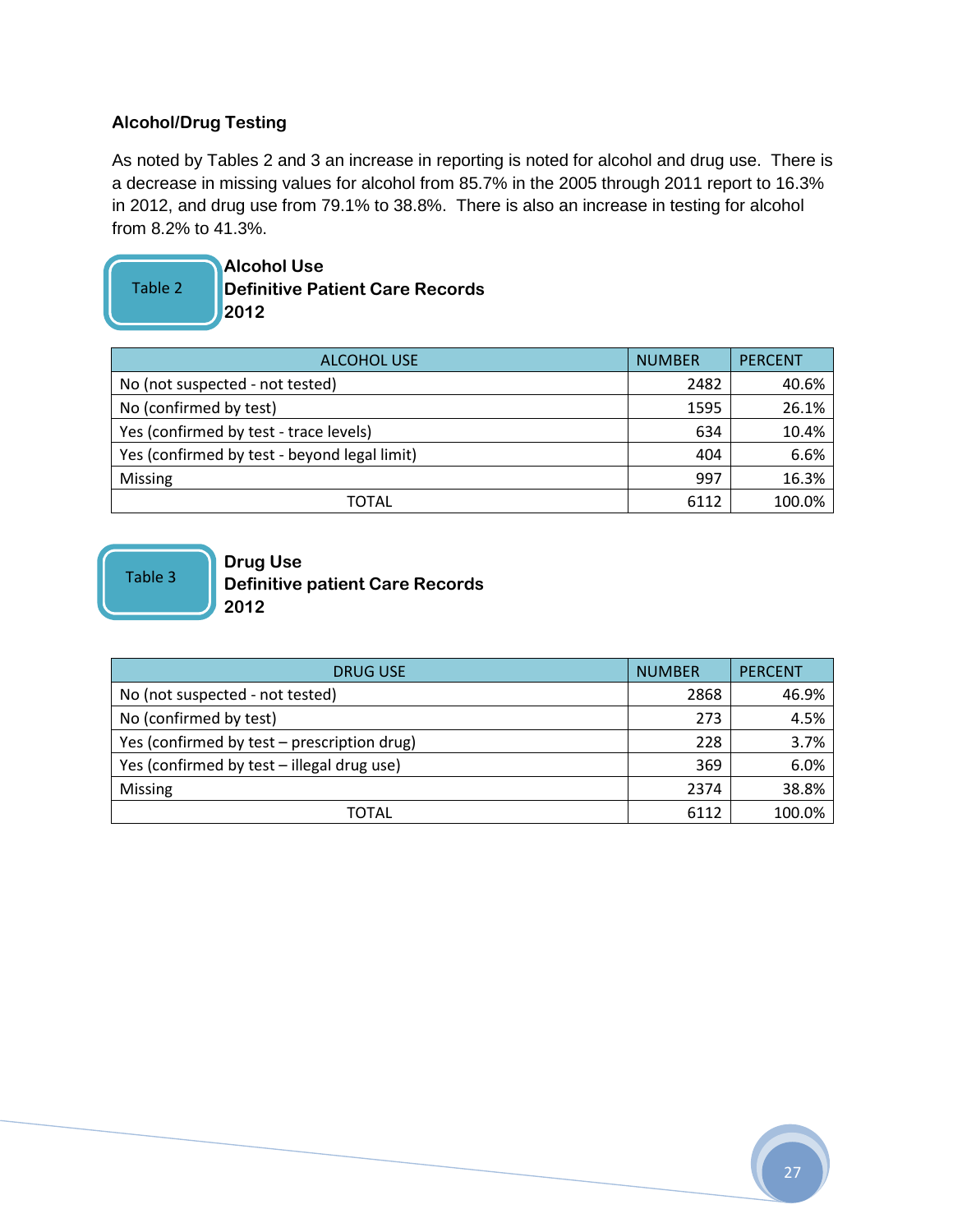### Alcohol/Drug Testing

As noted by Tables 2 and 3 an increase in reporting is noted for alcohol and drug use. There is a decrease in missing values for alcohol from 85.7% in the 2005 through 2011 report to 16.3% in 2012, and drug use from 79.1% to 38.8%. There is also an increase in testing for alcohol from 8.2% to 41.3%.

Table 2

**Alcohol Use**
**Definitive Patient Care Records**
**2012**

| ALCOHOL USE | NUMBER | PERCENT |
|---|---|---|
| No (not suspected - not tested) | 2482 | 40.6% |
| No (confirmed by test) | 1595 | 26.1% |
| Yes (confirmed by test - trace levels) | 634 | 10.4% |
| Yes (confirmed by test - beyond legal limit) | 404 | 6.6% |
| Missing | 997 | 16.3% |
| TOTAL | 6112 | 100.0% |

Table 3

**Drug Use**
**Definitive patient Care Records**
**2012**

| DRUG USE | NUMBER | PERCENT |
|---|---|---|
| No (not suspected - not tested) | 2868 | 46.9% |
| No (confirmed by test) | 273 | 4.5% |
| Yes (confirmed by test – prescription drug) | 228 | 3.7% |
| Yes (confirmed by test – illegal drug use) | 369 | 6.0% |
| Missing | 2374 | 38.8% |
| TOTAL | 6112 | 100.0% |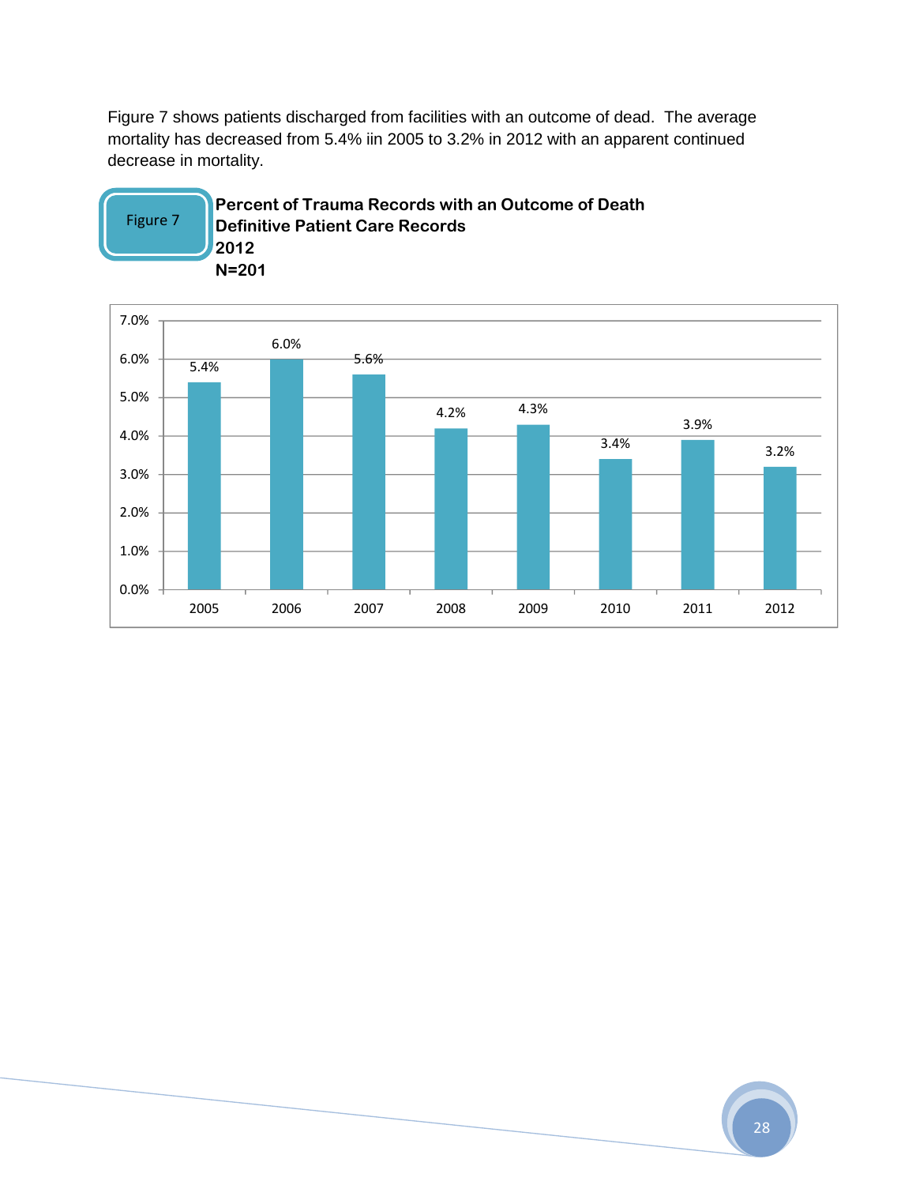Figure 7 shows patients discharged from facilities with an outcome of dead. The average mortality has decreased from 5.4% iin 2005 to 3.2% in 2012 with an apparent continued decrease in mortality.

Figure 7

**Percent of Trauma Records with an Outcome of Death**
**Definitive Patient Care Records**
**2012**
**N=201**

| Year | Percent |
|---|---|
| 2005 | 5.4% |
| 2006 | 6.0% |
| 2007 | 5.6% |
| 2008 | 4.2% |
| 2009 | 4.3% |
| 2010 | 3.4% |
| 2011 | 3.9% |
| 2012 | 3.2% |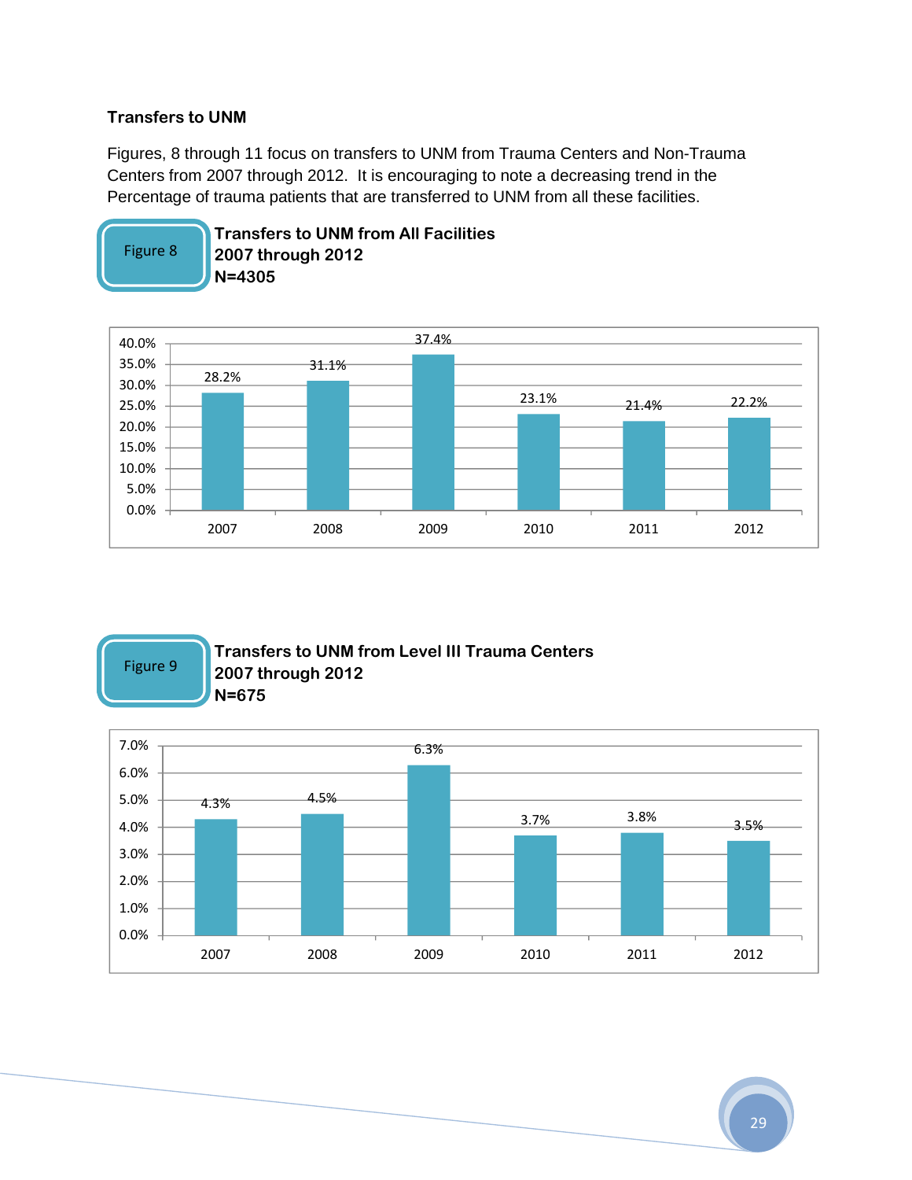### Transfers to UNM

Figures, 8 through 11 focus on transfers to UNM from Trauma Centers and Non-Trauma Centers from 2007 through 2012. It is encouraging to note a decreasing trend in the Percentage of trauma patients that are transferred to UNM from all these facilities.

Figure 8

**Transfers to UNM from All Facilities**
**2007 through 2012**
**N=4305**

| Year | Percentage |
|---|---|
| 2007 | 28.2% |
| 2008 | 31.1% |
| 2009 | 37.4% |
| 2010 | 23.1% |
| 2011 | 21.4% |
| 2012 | 22.2% |

Figure 9

**Transfers to UNM from Level III Trauma Centers**
**2007 through 2012**
**N=675**

| Year | Percentage |
|---|---|
| 2007 | 4.3% |
| 2008 | 4.5% |
| 2009 | 6.3% |
| 2010 | 3.7% |
| 2011 | 3.8% |
| 2012 | 3.5% |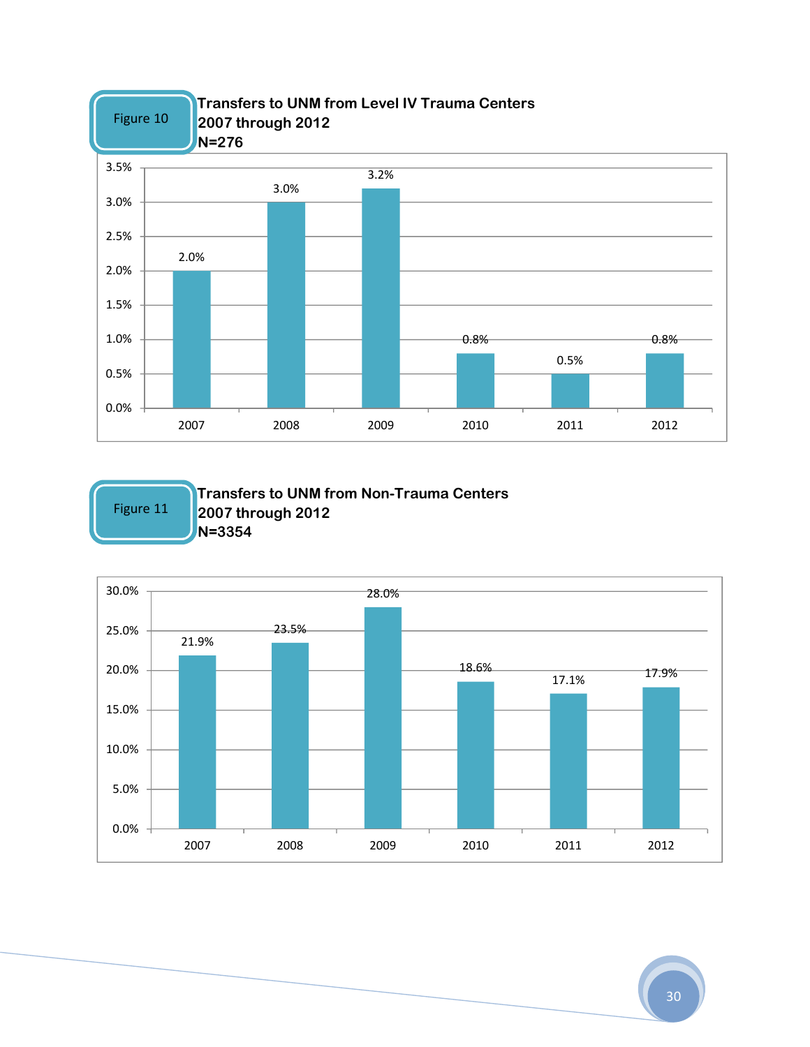Figure 10

**Transfers to UNM from Level IV Trauma Centers**
**2007 through 2012**
**N=276**

| Year | Percent |
|---|---|
| 2007 | 2.0% |
| 2008 | 3.0% |
| 2009 | 3.2% |
| 2010 | 0.8% |
| 2011 | 0.5% |
| 2012 | 0.8% |

Figure 11

**Transfers to UNM from Non-Trauma Centers**
**2007 through 2012**
**N=3354**

| Year | Percent |
|---|---|
| 2007 | 21.9% |
| 2008 | 23.5% |
| 2009 | 28.0% |
| 2010 | 18.6% |
| 2011 | 17.1% |
| 2012 | 17.9% |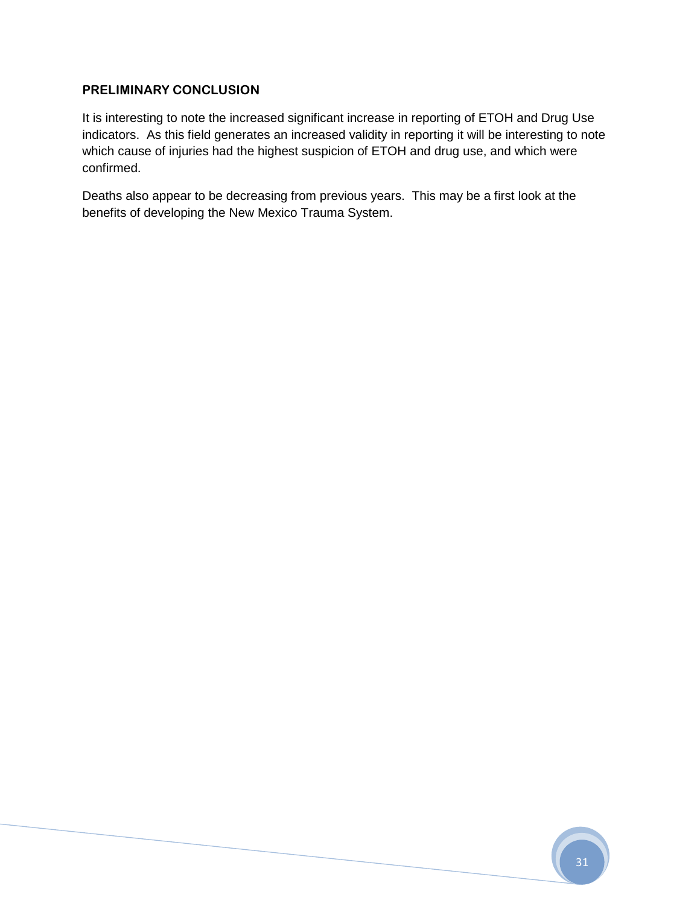## PRELIMINARY CONCLUSION

It is interesting to note the increased significant increase in reporting of ETOH and Drug Use indicators. As this field generates an increased validity in reporting it will be interesting to note which cause of injuries had the highest suspicion of ETOH and drug use, and which were confirmed.

Deaths also appear to be decreasing from previous years. This may be a first look at the benefits of developing the New Mexico Trauma System.